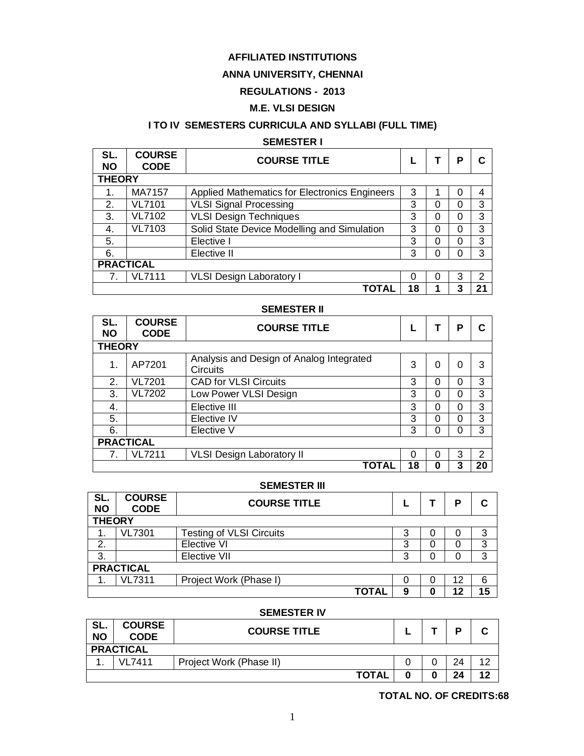# AFFILIATED INSTITUTIONS

# ANNA UNIVERSITY, CHENNAI

## REGULATIONS - 2013

## M.E. VLSI DESIGN

## I TO IV SEMESTERS CURRICULA AND SYLLABI (FULL TIME)

### SEMESTER I

| SL. NO | COURSE CODE | COURSE TITLE | L | T | P | C |
|---|---|---|---|---|---|---|
| **THEORY** | | | | | | |
| 1. | MA7157 | Applied Mathematics for Electronics Engineers | 3 | 1 | 0 | 4 |
| 2. | VL7101 | VLSI Signal Processing | 3 | 0 | 0 | 3 |
| 3. | VL7102 | VLSI Design Techniques | 3 | 0 | 0 | 3 |
| 4. | VL7103 | Solid State Device Modelling and Simulation | 3 | 0 | 0 | 3 |
| 5. | | Elective I | 3 | 0 | 0 | 3 |
| 6. | | Elective II | 3 | 0 | 0 | 3 |
| **PRACTICAL** | | | | | | |
| 7. | VL7111 | VLSI Design Laboratory I | 0 | 0 | 3 | 2 |
| | | **TOTAL** | **18** | **1** | **3** | **21** |

### SEMESTER II

| SL. NO | COURSE CODE | COURSE TITLE | L | T | P | C |
|---|---|---|---|---|---|---|
| **THEORY** | | | | | | |
| 1. | AP7201 | Analysis and Design of Analog Integrated Circuits | 3 | 0 | 0 | 3 |
| 2. | VL7201 | CAD for VLSI Circuits | 3 | 0 | 0 | 3 |
| 3. | VL7202 | Low Power VLSI Design | 3 | 0 | 0 | 3 |
| 4. | | Elective III | 3 | 0 | 0 | 3 |
| 5. | | Elective IV | 3 | 0 | 0 | 3 |
| 6. | | Elective V | 3 | 0 | 0 | 3 |
| **PRACTICAL** | | | | | | |
| 7. | VL7211 | VLSI Design Laboratory II | 0 | 0 | 3 | 2 |
| | | **TOTAL** | **18** | **0** | **3** | **20** |

### SEMESTER III

| SL. NO | COURSE CODE | COURSE TITLE | L | T | P | C |
|---|---|---|---|---|---|---|
| **THEORY** | | | | | | |
| 1. | VL7301 | Testing of VLSI Circuits | 3 | 0 | 0 | 3 |
| 2. | | Elective VI | 3 | 0 | 0 | 3 |
| 3. | | Elective VII | 3 | 0 | 0 | 3 |
| **PRACTICAL** | | | | | | |
| 1. | VL7311 | Project Work (Phase I) | 0 | 0 | 12 | 6 |
| | | **TOTAL** | **9** | **0** | **12** | **15** |

### SEMESTER IV

| SL. NO | COURSE CODE | COURSE TITLE | L | T | P | C |
|---|---|---|---|---|---|---|
| **PRACTICAL** | | | | | | |
| 1. | VL7411 | Project Work (Phase II) | 0 | 0 | 24 | 12 |
| | | **TOTAL** | **0** | **0** | **24** | **12** |

**TOTAL NO. OF CREDITS:68**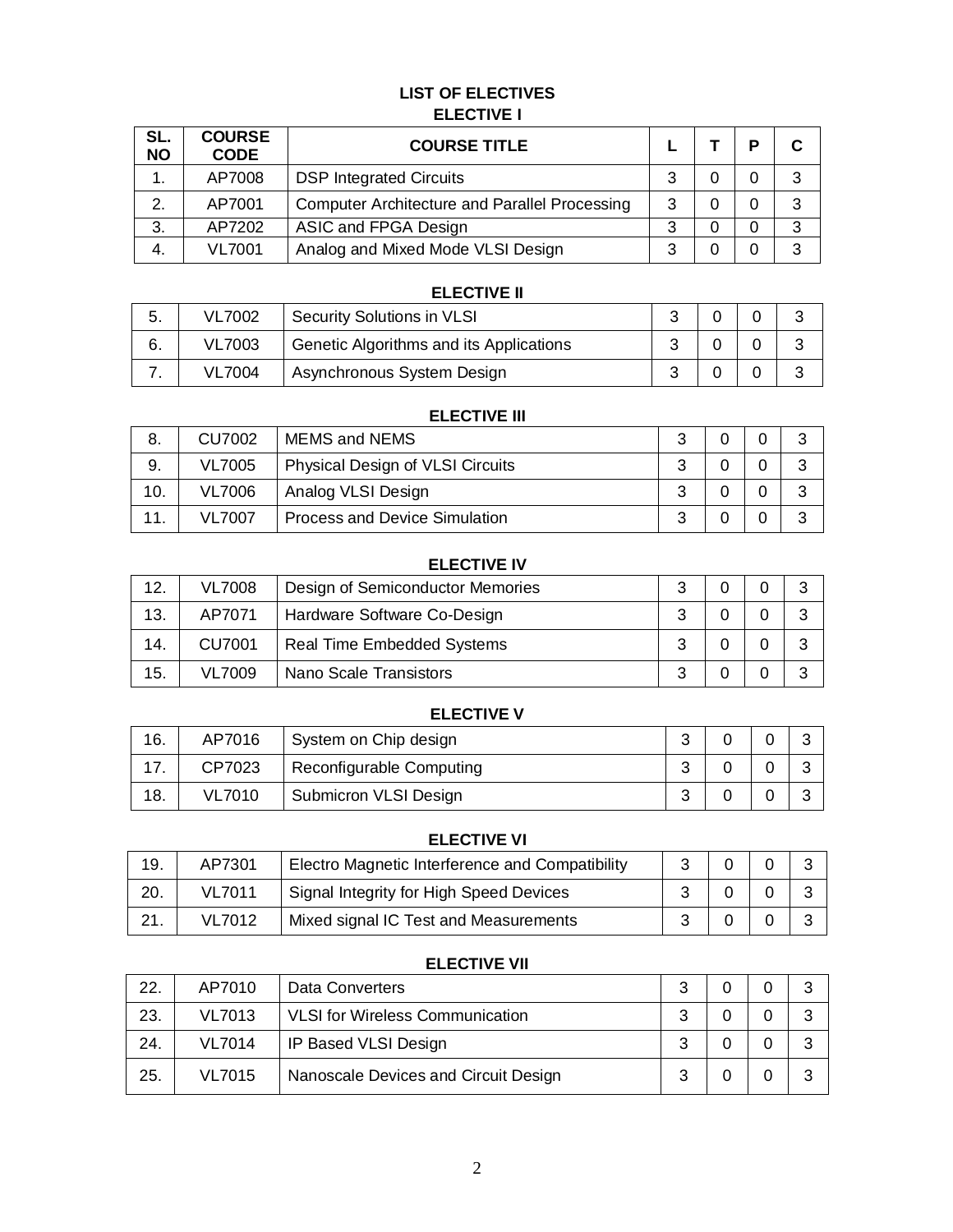## LIST OF ELECTIVES

### ELECTIVE I

| SL. NO | COURSE CODE | COURSE TITLE | L | T | P | C |
|---|---|---|---|---|---|---|
| 1. | AP7008 | DSP Integrated Circuits | 3 | 0 | 0 | 3 |
| 2. | AP7001 | Computer Architecture and Parallel Processing | 3 | 0 | 0 | 3 |
| 3. | AP7202 | ASIC and FPGA Design | 3 | 0 | 0 | 3 |
| 4. | VL7001 | Analog and Mixed Mode VLSI Design | 3 | 0 | 0 | 3 |

### ELECTIVE II

| SL. NO | COURSE CODE | COURSE TITLE | L | T | P | C |
|---|---|---|---|---|---|---|
| 5. | VL7002 | Security Solutions in VLSI | 3 | 0 | 0 | 3 |
| 6. | VL7003 | Genetic Algorithms and its Applications | 3 | 0 | 0 | 3 |
| 7. | VL7004 | Asynchronous System Design | 3 | 0 | 0 | 3 |

### ELECTIVE III

| SL. NO | COURSE CODE | COURSE TITLE | L | T | P | C |
|---|---|---|---|---|---|---|
| 8. | CU7002 | MEMS and NEMS | 3 | 0 | 0 | 3 |
| 9. | VL7005 | Physical Design of VLSI Circuits | 3 | 0 | 0 | 3 |
| 10. | VL7006 | Analog VLSI Design | 3 | 0 | 0 | 3 |
| 11. | VL7007 | Process and Device Simulation | 3 | 0 | 0 | 3 |

### ELECTIVE IV

| SL. NO | COURSE CODE | COURSE TITLE | L | T | P | C |
|---|---|---|---|---|---|---|
| 12. | VL7008 | Design of Semiconductor Memories | 3 | 0 | 0 | 3 |
| 13. | AP7071 | Hardware Software Co-Design | 3 | 0 | 0 | 3 |
| 14. | CU7001 | Real Time Embedded Systems | 3 | 0 | 0 | 3 |
| 15. | VL7009 | Nano Scale Transistors | 3 | 0 | 0 | 3 |

### ELECTIVE V

| SL. NO | COURSE CODE | COURSE TITLE | L | T | P | C |
|---|---|---|---|---|---|---|
| 16. | AP7016 | System on Chip design | 3 | 0 | 0 | 3 |
| 17. | CP7023 | Reconfigurable Computing | 3 | 0 | 0 | 3 |
| 18. | VL7010 | Submicron VLSI Design | 3 | 0 | 0 | 3 |

### ELECTIVE VI

| SL. NO | COURSE CODE | COURSE TITLE | L | T | P | C |
|---|---|---|---|---|---|---|
| 19. | AP7301 | Electro Magnetic Interference and Compatibility | 3 | 0 | 0 | 3 |
| 20. | VL7011 | Signal Integrity for High Speed Devices | 3 | 0 | 0 | 3 |
| 21. | VL7012 | Mixed signal IC Test and Measurements | 3 | 0 | 0 | 3 |

### ELECTIVE VII

| SL. NO | COURSE CODE | COURSE TITLE | L | T | P | C |
|---|---|---|---|---|---|---|
| 22. | AP7010 | Data Converters | 3 | 0 | 0 | 3 |
| 23. | VL7013 | VLSI for Wireless Communication | 3 | 0 | 0 | 3 |
| 24. | VL7014 | IP Based VLSI Design | 3 | 0 | 0 | 3 |
| 25. | VL7015 | Nanoscale Devices and Circuit Design | 3 | 0 | 0 | 3 |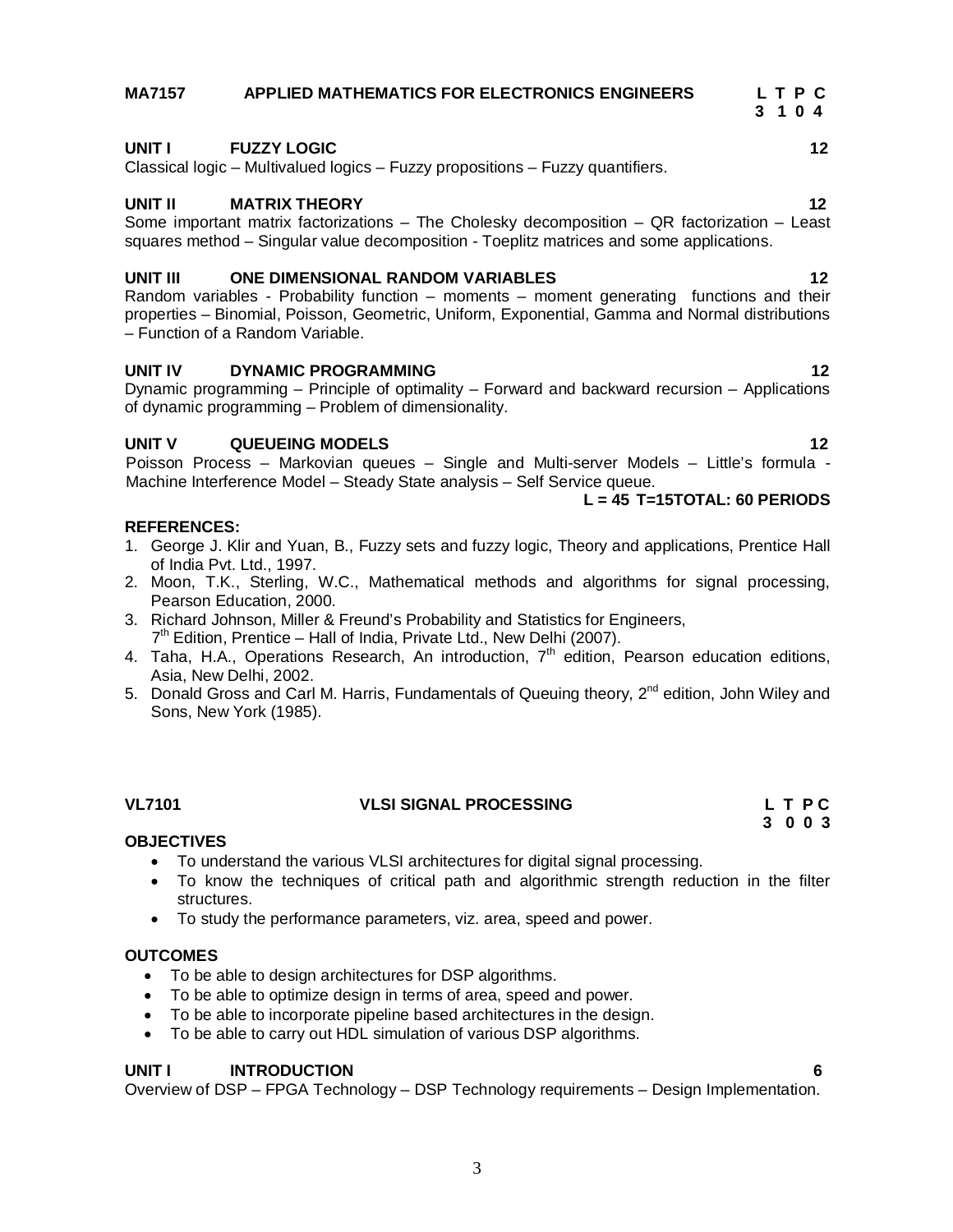## MA7157 APPLIED MATHEMATICS FOR ELECTRONICS ENGINEERS

**L T P C**
**3 1 0 4**

### UNIT I FUZZY LOGIC — 12

Classical logic – Multivalued logics – Fuzzy propositions – Fuzzy quantifiers.

### UNIT II MATRIX THEORY — 12

Some important matrix factorizations – The Cholesky decomposition – QR factorization – Least squares method – Singular value decomposition - Toeplitz matrices and some applications.

### UNIT III ONE DIMENSIONAL RANDOM VARIABLES — 12

Random variables - Probability function – moments – moment generating functions and their properties – Binomial, Poisson, Geometric, Uniform, Exponential, Gamma and Normal distributions – Function of a Random Variable.

### UNIT IV DYNAMIC PROGRAMMING — 12

Dynamic programming – Principle of optimality – Forward and backward recursion – Applications of dynamic programming – Problem of dimensionality.

### UNIT V QUEUEING MODELS — 12

Poisson Process – Markovian queues – Single and Multi-server Models – Little's formula - Machine Interference Model – Steady State analysis – Self Service queue.

**L = 45 T=15TOTAL: 60 PERIODS**

**REFERENCES:**

1. George J. Klir and Yuan, B., Fuzzy sets and fuzzy logic, Theory and applications, Prentice Hall of India Pvt. Ltd., 1997.
2. Moon, T.K., Sterling, W.C., Mathematical methods and algorithms for signal processing, Pearson Education, 2000.
3. Richard Johnson, Miller & Freund's Probability and Statistics for Engineers, 7th Edition, Prentice – Hall of India, Private Ltd., New Delhi (2007).
4. Taha, H.A., Operations Research, An introduction, 7th edition, Pearson education editions, Asia, New Delhi, 2002.
5. Donald Gross and Carl M. Harris, Fundamentals of Queuing theory, 2nd edition, John Wiley and Sons, New York (1985).

## VL7101 VLSI SIGNAL PROCESSING

**L T P C**
**3 0 0 3**

**OBJECTIVES**

- To understand the various VLSI architectures for digital signal processing.
- To know the techniques of critical path and algorithmic strength reduction in the filter structures.
- To study the performance parameters, viz. area, speed and power.

**OUTCOMES**

- To be able to design architectures for DSP algorithms.
- To be able to optimize design in terms of area, speed and power.
- To be able to incorporate pipeline based architectures in the design.
- To be able to carry out HDL simulation of various DSP algorithms.

### UNIT I INTRODUCTION — 6

Overview of DSP – FPGA Technology – DSP Technology requirements – Design Implementation.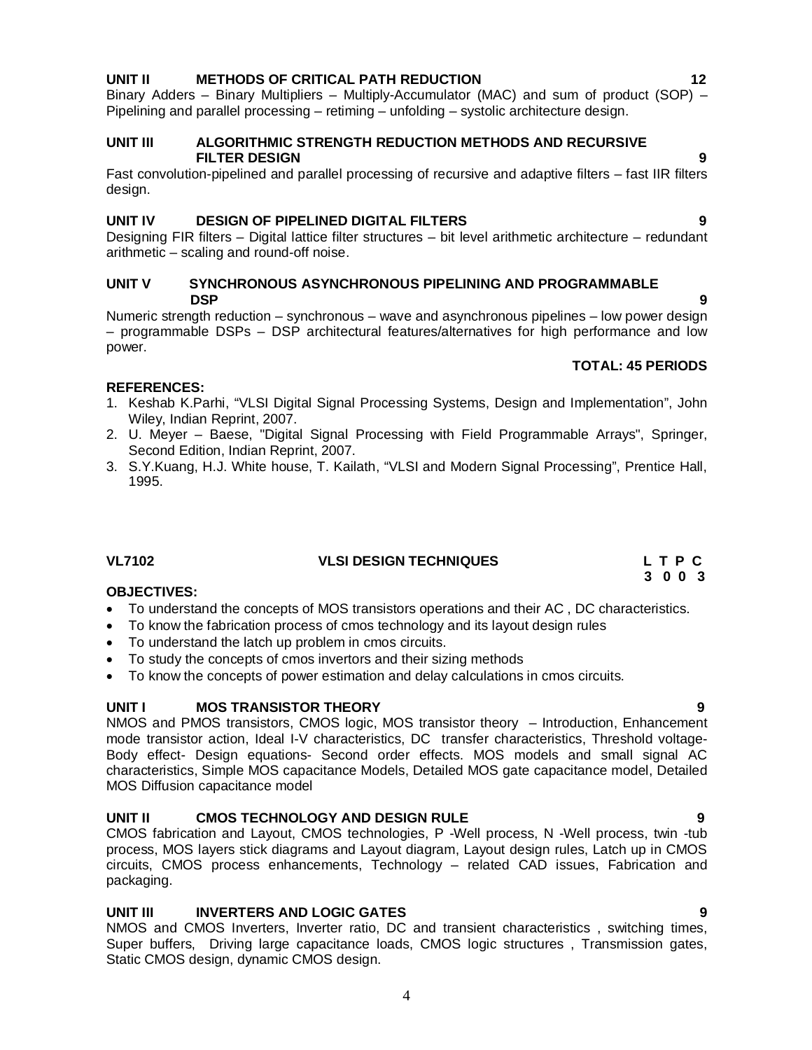**UNIT II METHODS OF CRITICAL PATH REDUCTION** **12**

Binary Adders – Binary Multipliers – Multiply-Accumulator (MAC) and sum of product (SOP) – Pipelining and parallel processing – retiming – unfolding – systolic architecture design.

**UNIT III ALGORITHMIC STRENGTH REDUCTION METHODS AND RECURSIVE FILTER DESIGN** **9**

Fast convolution-pipelined and parallel processing of recursive and adaptive filters – fast IIR filters design.

**UNIT IV DESIGN OF PIPELINED DIGITAL FILTERS** **9**

Designing FIR filters – Digital lattice filter structures – bit level arithmetic architecture – redundant arithmetic – scaling and round-off noise.

**UNIT V SYNCHRONOUS ASYNCHRONOUS PIPELINING AND PROGRAMMABLE DSP** **9**

Numeric strength reduction – synchronous – wave and asynchronous pipelines – low power design – programmable DSPs – DSP architectural features/alternatives for high performance and low power.

**TOTAL: 45 PERIODS**

**REFERENCES:**

1. Keshab K.Parhi, "VLSI Digital Signal Processing Systems, Design and Implementation", John Wiley, Indian Reprint, 2007.
2. U. Meyer – Baese, "Digital Signal Processing with Field Programmable Arrays", Springer, Second Edition, Indian Reprint, 2007.
3. S.Y.Kuang, H.J. White house, T. Kailath, "VLSI and Modern Signal Processing", Prentice Hall, 1995.

## VL7102 VLSI DESIGN TECHNIQUES

| L | T | P | C |
|---|---|---|---|
| 3 | 0 | 0 | 3 |

**OBJECTIVES:**

- To understand the concepts of MOS transistors operations and their AC , DC characteristics.
- To know the fabrication process of cmos technology and its layout design rules
- To understand the latch up problem in cmos circuits.
- To study the concepts of cmos invertors and their sizing methods
- To know the concepts of power estimation and delay calculations in cmos circuits.

**UNIT I MOS TRANSISTOR THEORY** **9**

NMOS and PMOS transistors, CMOS logic, MOS transistor theory – Introduction, Enhancement mode transistor action, Ideal I-V characteristics, DC transfer characteristics, Threshold voltage- Body effect- Design equations- Second order effects. MOS models and small signal AC characteristics, Simple MOS capacitance Models, Detailed MOS gate capacitance model, Detailed MOS Diffusion capacitance model

**UNIT II CMOS TECHNOLOGY AND DESIGN RULE** **9**

CMOS fabrication and Layout, CMOS technologies, P -Well process, N -Well process, twin -tub process, MOS layers stick diagrams and Layout diagram, Layout design rules, Latch up in CMOS circuits, CMOS process enhancements, Technology – related CAD issues, Fabrication and packaging.

**UNIT III INVERTERS AND LOGIC GATES** **9**

NMOS and CMOS Inverters, Inverter ratio, DC and transient characteristics , switching times, Super buffers, Driving large capacitance loads, CMOS logic structures , Transmission gates, Static CMOS design, dynamic CMOS design.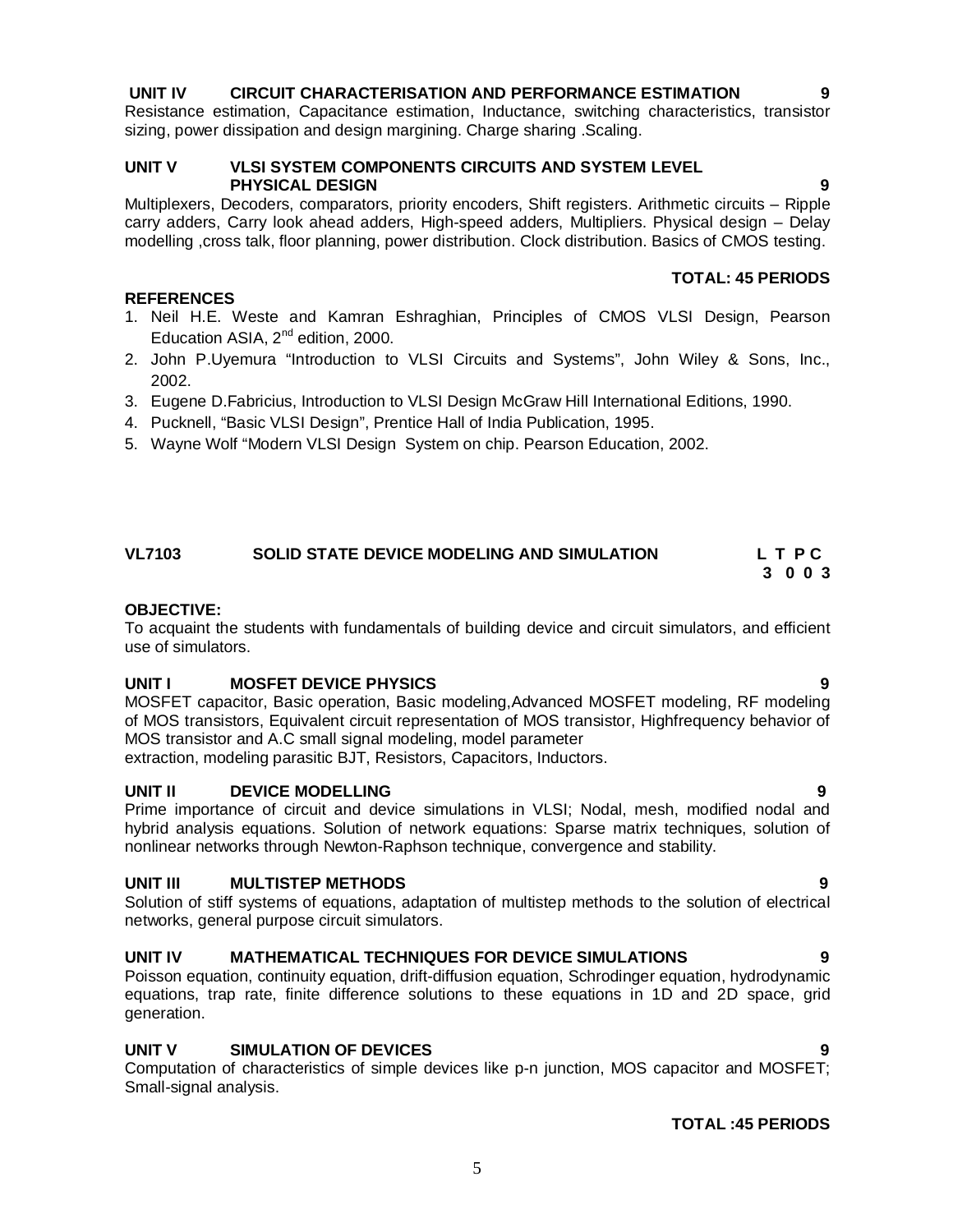**UNIT IV CIRCUIT CHARACTERISATION AND PERFORMANCE ESTIMATION 9**

Resistance estimation, Capacitance estimation, Inductance, switching characteristics, transistor sizing, power dissipation and design margining. Charge sharing .Scaling.

**UNIT V VLSI SYSTEM COMPONENTS CIRCUITS AND SYSTEM LEVEL PHYSICAL DESIGN 9**

Multiplexers, Decoders, comparators, priority encoders, Shift registers. Arithmetic circuits – Ripple carry adders, Carry look ahead adders, High-speed adders, Multipliers. Physical design – Delay modelling ,cross talk, floor planning, power distribution. Clock distribution. Basics of CMOS testing.

**TOTAL: 45 PERIODS**

**REFERENCES**

1. Neil H.E. Weste and Kamran Eshraghian, Principles of CMOS VLSI Design, Pearson Education ASIA, 2nd edition, 2000.
2. John P.Uyemura "Introduction to VLSI Circuits and Systems", John Wiley & Sons, Inc., 2002.
3. Eugene D.Fabricius, Introduction to VLSI Design McGraw Hill International Editions, 1990.
4. Pucknell, "Basic VLSI Design", Prentice Hall of India Publication, 1995.
5. Wayne Wolf "Modern VLSI Design System on chip. Pearson Education, 2002.

## VL7103 SOLID STATE DEVICE MODELING AND SIMULATION

| L | T | P | C |
|---|---|---|---|
| 3 | 0 | 0 | 3 |

**OBJECTIVE:**

To acquaint the students with fundamentals of building device and circuit simulators, and efficient use of simulators.

**UNIT I MOSFET DEVICE PHYSICS 9**

MOSFET capacitor, Basic operation, Basic modeling,Advanced MOSFET modeling, RF modeling of MOS transistors, Equivalent circuit representation of MOS transistor, Highfrequency behavior of MOS transistor and A.C small signal modeling, model parameter extraction, modeling parasitic BJT, Resistors, Capacitors, Inductors.

**UNIT II DEVICE MODELLING 9**

Prime importance of circuit and device simulations in VLSI; Nodal, mesh, modified nodal and hybrid analysis equations. Solution of network equations: Sparse matrix techniques, solution of nonlinear networks through Newton-Raphson technique, convergence and stability.

**UNIT III MULTISTEP METHODS 9**

Solution of stiff systems of equations, adaptation of multistep methods to the solution of electrical networks, general purpose circuit simulators.

**UNIT IV MATHEMATICAL TECHNIQUES FOR DEVICE SIMULATIONS 9**

Poisson equation, continuity equation, drift-diffusion equation, Schrodinger equation, hydrodynamic equations, trap rate, finite difference solutions to these equations in 1D and 2D space, grid generation.

**UNIT V SIMULATION OF DEVICES 9**

Computation of characteristics of simple devices like p-n junction, MOS capacitor and MOSFET; Small-signal analysis.

**TOTAL :45 PERIODS**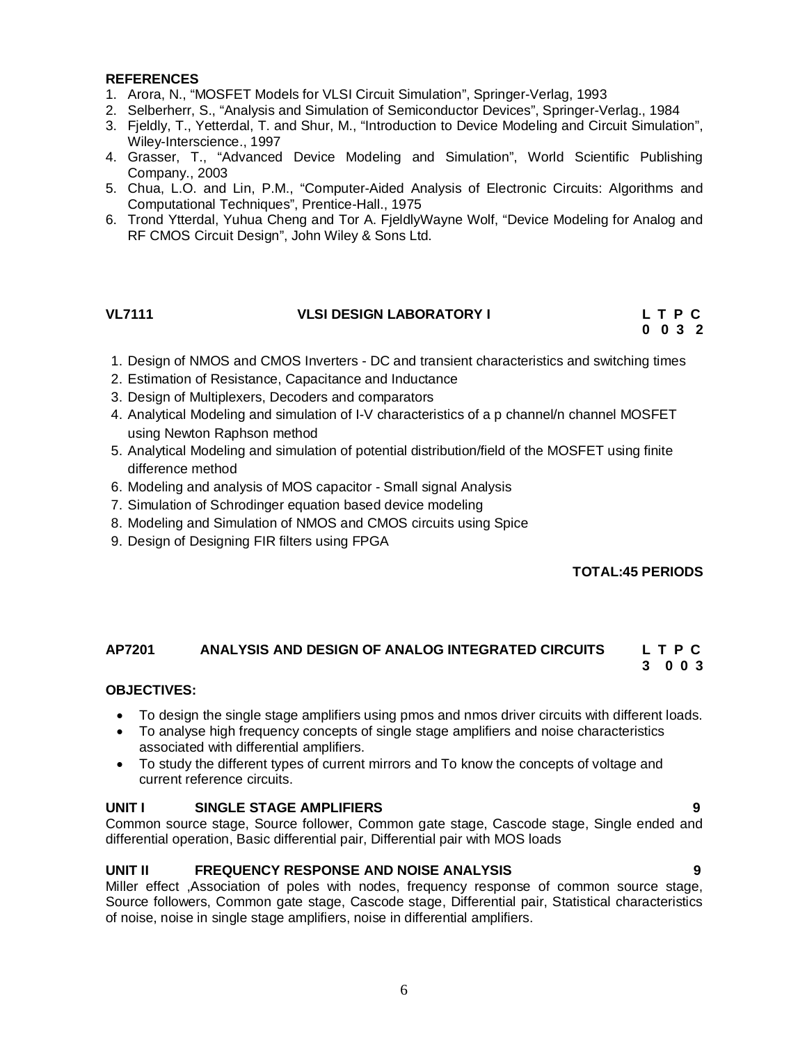**REFERENCES**

1. Arora, N., "MOSFET Models for VLSI Circuit Simulation", Springer-Verlag, 1993
2. Selberherr, S., "Analysis and Simulation of Semiconductor Devices", Springer-Verlag., 1984
3. Fjeldly, T., Yetterdal, T. and Shur, M., "Introduction to Device Modeling and Circuit Simulation", Wiley-Interscience., 1997
4. Grasser, T., "Advanced Device Modeling and Simulation", World Scientific Publishing Company., 2003
5. Chua, L.O. and Lin, P.M., "Computer-Aided Analysis of Electronic Circuits: Algorithms and Computational Techniques", Prentice-Hall., 1975
6. Trond Ytterdal, Yuhua Cheng and Tor A. FjeldlyWayne Wolf, "Device Modeling for Analog and RF CMOS Circuit Design", John Wiley & Sons Ltd.

**VL7111 VLSI DESIGN LABORATORY I** **L T P C**
**0 0 3 2**

1. Design of NMOS and CMOS Inverters - DC and transient characteristics and switching times
2. Estimation of Resistance, Capacitance and Inductance
3. Design of Multiplexers, Decoders and comparators
4. Analytical Modeling and simulation of I-V characteristics of a p channel/n channel MOSFET using Newton Raphson method
5. Analytical Modeling and simulation of potential distribution/field of the MOSFET using finite difference method
6. Modeling and analysis of MOS capacitor - Small signal Analysis
7. Simulation of Schrodinger equation based device modeling
8. Modeling and Simulation of NMOS and CMOS circuits using Spice
9. Design of Designing FIR filters using FPGA

**TOTAL:45 PERIODS**

**AP7201 ANALYSIS AND DESIGN OF ANALOG INTEGRATED CIRCUITS** **L T P C**
**3 0 0 3**

**OBJECTIVES:**

- To design the single stage amplifiers using pmos and nmos driver circuits with different loads.
- To analyse high frequency concepts of single stage amplifiers and noise characteristics associated with differential amplifiers.
- To study the different types of current mirrors and To know the concepts of voltage and current reference circuits.

**UNIT I SINGLE STAGE AMPLIFIERS 9**

Common source stage, Source follower, Common gate stage, Cascode stage, Single ended and differential operation, Basic differential pair, Differential pair with MOS loads

**UNIT II FREQUENCY RESPONSE AND NOISE ANALYSIS 9**

Miller effect ,Association of poles with nodes, frequency response of common source stage, Source followers, Common gate stage, Cascode stage, Differential pair, Statistical characteristics of noise, noise in single stage amplifiers, noise in differential amplifiers.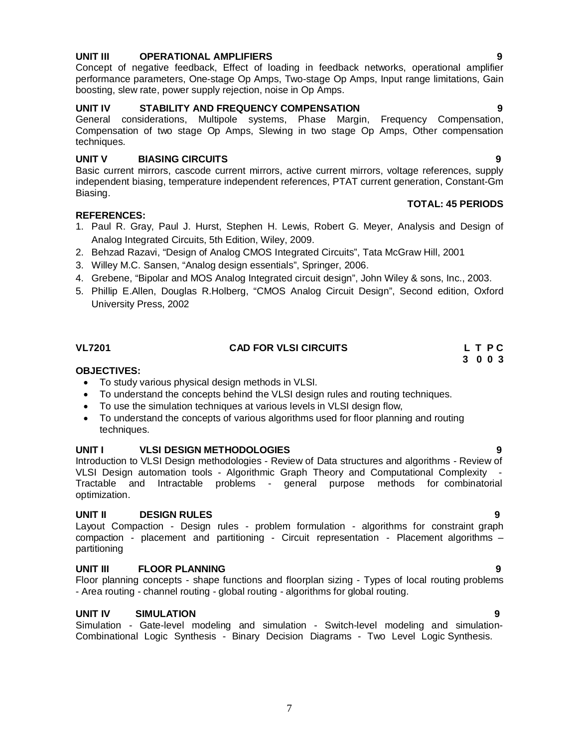**UNIT III OPERATIONAL AMPLIFIERS** **9**

Concept of negative feedback, Effect of loading in feedback networks, operational amplifier performance parameters, One-stage Op Amps, Two-stage Op Amps, Input range limitations, Gain boosting, slew rate, power supply rejection, noise in Op Amps.

**UNIT IV STABILITY AND FREQUENCY COMPENSATION** **9**

General considerations, Multipole systems, Phase Margin, Frequency Compensation, Compensation of two stage Op Amps, Slewing in two stage Op Amps, Other compensation techniques.

**UNIT V BIASING CIRCUITS** **9**

Basic current mirrors, cascode current mirrors, active current mirrors, voltage references, supply independent biasing, temperature independent references, PTAT current generation, Constant-Gm Biasing.

**TOTAL: 45 PERIODS**

**REFERENCES:**

1. Paul R. Gray, Paul J. Hurst, Stephen H. Lewis, Robert G. Meyer, Analysis and Design of Analog Integrated Circuits, 5th Edition, Wiley, 2009.
2. Behzad Razavi, "Design of Analog CMOS Integrated Circuits", Tata McGraw Hill, 2001
3. Willey M.C. Sansen, "Analog design essentials", Springer, 2006.
4. Grebene, "Bipolar and MOS Analog Integrated circuit design", John Wiley & sons, Inc., 2003.
5. Phillip E.Allen, Douglas R.Holberg, "CMOS Analog Circuit Design", Second edition, Oxford University Press, 2002

## VL7201 CAD FOR VLSI CIRCUITS

| L | T | P | C |
|---|---|---|---|
| 3 | 0 | 0 | 3 |

**OBJECTIVES:**

- To study various physical design methods in VLSI.
- To understand the concepts behind the VLSI design rules and routing techniques.
- To use the simulation techniques at various levels in VLSI design flow,
- To understand the concepts of various algorithms used for floor planning and routing techniques.

**UNIT I VLSI DESIGN METHODOLOGIES** **9**

Introduction to VLSI Design methodologies - Review of Data structures and algorithms - Review of VLSI Design automation tools - Algorithmic Graph Theory and Computational Complexity - Tractable and Intractable problems - general purpose methods for combinatorial optimization.

**UNIT II DESIGN RULES** **9**

Layout Compaction - Design rules - problem formulation - algorithms for constraint graph compaction - placement and partitioning - Circuit representation - Placement algorithms – partitioning

**UNIT III FLOOR PLANNING** **9**

Floor planning concepts - shape functions and floorplan sizing - Types of local routing problems - Area routing - channel routing - global routing - algorithms for global routing.

**UNIT IV SIMULATION** **9**

Simulation - Gate-level modeling and simulation - Switch-level modeling and simulation- Combinational Logic Synthesis - Binary Decision Diagrams - Two Level Logic Synthesis.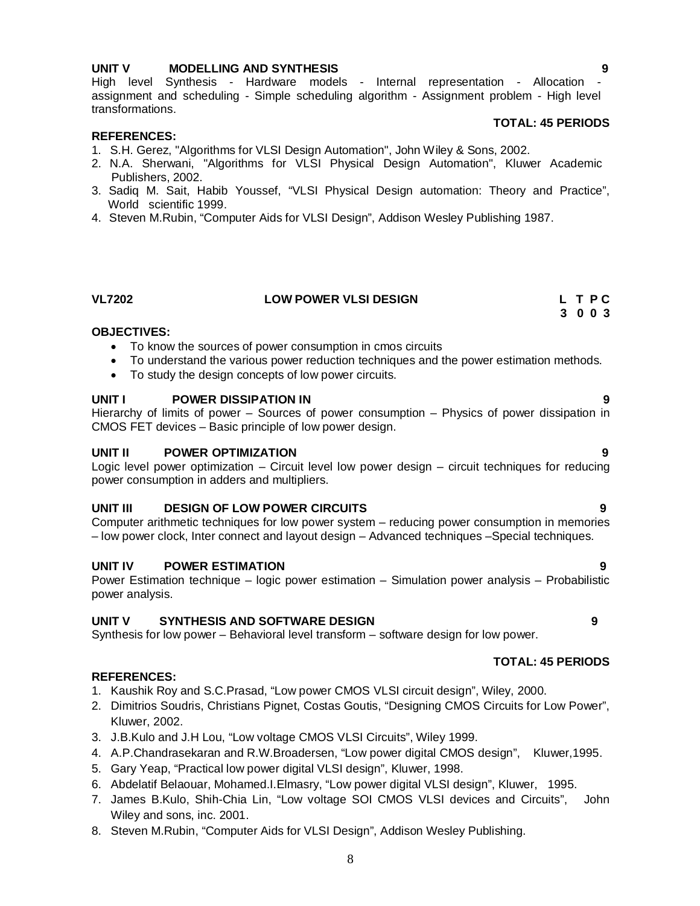**UNIT V MODELLING AND SYNTHESIS** **9**

High level Synthesis - Hardware models - Internal representation - Allocation - assignment and scheduling - Simple scheduling algorithm - Assignment problem - High level transformations.

**TOTAL: 45 PERIODS**

**REFERENCES:**

1. S.H. Gerez, "Algorithms for VLSI Design Automation", John Wiley & Sons, 2002.
2. N.A. Sherwani, "Algorithms for VLSI Physical Design Automation", Kluwer Academic Publishers, 2002.
3. Sadiq M. Sait, Habib Youssef, "VLSI Physical Design automation: Theory and Practice", World scientific 1999.
4. Steven M.Rubin, "Computer Aids for VLSI Design", Addison Wesley Publishing 1987.

## VL7202 LOW POWER VLSI DESIGN

| L | T | P | C |
|---|---|---|---|
| 3 | 0 | 0 | 3 |

**OBJECTIVES:**

- To know the sources of power consumption in cmos circuits
- To understand the various power reduction techniques and the power estimation methods.
- To study the design concepts of low power circuits.

**UNIT I POWER DISSIPATION IN** **9**

Hierarchy of limits of power – Sources of power consumption – Physics of power dissipation in CMOS FET devices – Basic principle of low power design.

**UNIT II POWER OPTIMIZATION** **9**

Logic level power optimization – Circuit level low power design – circuit techniques for reducing power consumption in adders and multipliers.

**UNIT III DESIGN OF LOW POWER CIRCUITS** **9**

Computer arithmetic techniques for low power system – reducing power consumption in memories – low power clock, Inter connect and layout design – Advanced techniques –Special techniques.

**UNIT IV POWER ESTIMATION** **9**

Power Estimation technique – logic power estimation – Simulation power analysis – Probabilistic power analysis.

**UNIT V SYNTHESIS AND SOFTWARE DESIGN** **9**

Synthesis for low power – Behavioral level transform – software design for low power.

**TOTAL: 45 PERIODS**

**REFERENCES:**

1. Kaushik Roy and S.C.Prasad, "Low power CMOS VLSI circuit design", Wiley, 2000.
2. Dimitrios Soudris, Christians Pignet, Costas Goutis, "Designing CMOS Circuits for Low Power", Kluwer, 2002.
3. J.B.Kulo and J.H Lou, "Low voltage CMOS VLSI Circuits", Wiley 1999.
4. A.P.Chandrasekaran and R.W.Broadersen, "Low power digital CMOS design", Kluwer,1995.
5. Gary Yeap, "Practical low power digital VLSI design", Kluwer, 1998.
6. Abdelatif Belaouar, Mohamed.I.Elmasry, "Low power digital VLSI design", Kluwer, 1995.
7. James B.Kulo, Shih-Chia Lin, "Low voltage SOI CMOS VLSI devices and Circuits", John Wiley and sons, inc. 2001.
8. Steven M.Rubin, "Computer Aids for VLSI Design", Addison Wesley Publishing.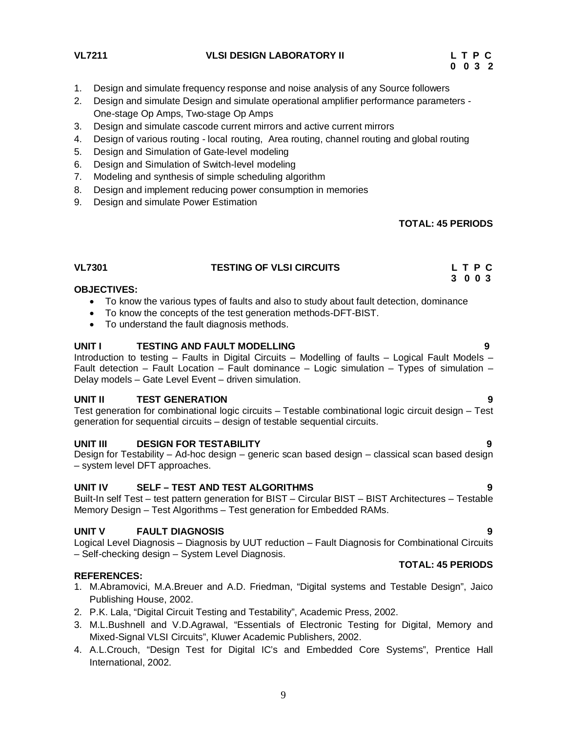## VL7211 VLSI DESIGN LABORATORY II

| L | T | P | C |
|---|---|---|---|
| 0 | 0 | 3 | 2 |

1. Design and simulate frequency response and noise analysis of any Source followers
2. Design and simulate Design and simulate operational amplifier performance parameters - One-stage Op Amps, Two-stage Op Amps
3. Design and simulate cascode current mirrors and active current mirrors
4. Design of various routing - local routing, Area routing, channel routing and global routing
5. Design and Simulation of Gate-level modeling
6. Design and Simulation of Switch-level modeling
7. Modeling and synthesis of simple scheduling algorithm
8. Design and implement reducing power consumption in memories
9. Design and simulate Power Estimation

**TOTAL: 45 PERIODS**

## VL7301 TESTING OF VLSI CIRCUITS

| L | T | P | C |
|---|---|---|---|
| 3 | 0 | 0 | 3 |

**OBJECTIVES:**

- To know the various types of faults and also to study about fault detection, dominance
- To know the concepts of the test generation methods-DFT-BIST.
- To understand the fault diagnosis methods.

### UNIT I TESTING AND FAULT MODELLING 9

Introduction to testing – Faults in Digital Circuits – Modelling of faults – Logical Fault Models – Fault detection – Fault Location – Fault dominance – Logic simulation – Types of simulation – Delay models – Gate Level Event – driven simulation.

### UNIT II TEST GENERATION 9

Test generation for combinational logic circuits – Testable combinational logic circuit design – Test generation for sequential circuits – design of testable sequential circuits.

### UNIT III DESIGN FOR TESTABILITY 9

Design for Testability – Ad-hoc design – generic scan based design – classical scan based design – system level DFT approaches.

### UNIT IV SELF – TEST AND TEST ALGORITHMS 9

Built-In self Test – test pattern generation for BIST – Circular BIST – BIST Architectures – Testable Memory Design – Test Algorithms – Test generation for Embedded RAMs.

### UNIT V FAULT DIAGNOSIS 9

Logical Level Diagnosis – Diagnosis by UUT reduction – Fault Diagnosis for Combinational Circuits – Self-checking design – System Level Diagnosis.

**TOTAL: 45 PERIODS**

**REFERENCES:**

1. M.Abramovici, M.A.Breuer and A.D. Friedman, "Digital systems and Testable Design", Jaico Publishing House, 2002.
2. P.K. Lala, "Digital Circuit Testing and Testability", Academic Press, 2002.
3. M.L.Bushnell and V.D.Agrawal, "Essentials of Electronic Testing for Digital, Memory and Mixed-Signal VLSI Circuits", Kluwer Academic Publishers, 2002.
4. A.L.Crouch, "Design Test for Digital IC's and Embedded Core Systems", Prentice Hall International, 2002.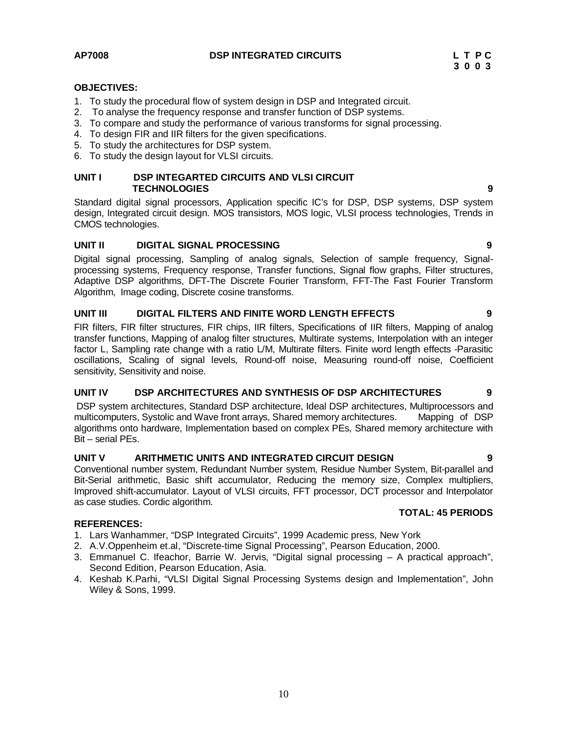**AP7008 DSP INTEGRATED CIRCUITS L T P C**
**3 0 0 3**

**OBJECTIVES:**

1. To study the procedural flow of system design in DSP and Integrated circuit.
2. To analyse the frequency response and transfer function of DSP systems.
3. To compare and study the performance of various transforms for signal processing.
4. To design FIR and IIR filters for the given specifications.
5. To study the architectures for DSP system.
6. To study the design layout for VLSI circuits.

**UNIT I DSP INTEGARTED CIRCUITS AND VLSI CIRCUIT TECHNOLOGIES 9**

Standard digital signal processors, Application specific IC's for DSP, DSP systems, DSP system design, Integrated circuit design. MOS transistors, MOS logic, VLSI process technologies, Trends in CMOS technologies.

**UNIT II DIGITAL SIGNAL PROCESSING 9**

Digital signal processing, Sampling of analog signals, Selection of sample frequency, Signal-processing systems, Frequency response, Transfer functions, Signal flow graphs, Filter structures, Adaptive DSP algorithms, DFT-The Discrete Fourier Transform, FFT-The Fast Fourier Transform Algorithm, Image coding, Discrete cosine transforms.

**UNIT III DIGITAL FILTERS AND FINITE WORD LENGTH EFFECTS 9**

FIR filters, FIR filter structures, FIR chips, IIR filters, Specifications of IIR filters, Mapping of analog transfer functions, Mapping of analog filter structures, Multirate systems, Interpolation with an integer factor L, Sampling rate change with a ratio L/M, Multirate filters. Finite word length effects -Parasitic oscillations, Scaling of signal levels, Round-off noise, Measuring round-off noise, Coefficient sensitivity, Sensitivity and noise.

**UNIT IV DSP ARCHITECTURES AND SYNTHESIS OF DSP ARCHITECTURES 9**

DSP system architectures, Standard DSP architecture, Ideal DSP architectures, Multiprocessors and multicomputers, Systolic and Wave front arrays, Shared memory architectures. Mapping of DSP algorithms onto hardware, Implementation based on complex PEs, Shared memory architecture with Bit – serial PEs.

**UNIT V ARITHMETIC UNITS AND INTEGRATED CIRCUIT DESIGN 9**

Conventional number system, Redundant Number system, Residue Number System, Bit-parallel and Bit-Serial arithmetic, Basic shift accumulator, Reducing the memory size, Complex multipliers, Improved shift-accumulator. Layout of VLSI circuits, FFT processor, DCT processor and Interpolator as case studies. Cordic algorithm.

**TOTAL: 45 PERIODS**

**REFERENCES:**

1. Lars Wanhammer, "DSP Integrated Circuits", 1999 Academic press, New York
2. A.V.Oppenheim et.al, "Discrete-time Signal Processing", Pearson Education, 2000.
3. Emmanuel C. Ifeachor, Barrie W. Jervis, "Digital signal processing – A practical approach", Second Edition, Pearson Education, Asia.
4. Keshab K.Parhi, "VLSI Digital Signal Processing Systems design and Implementation", John Wiley & Sons, 1999.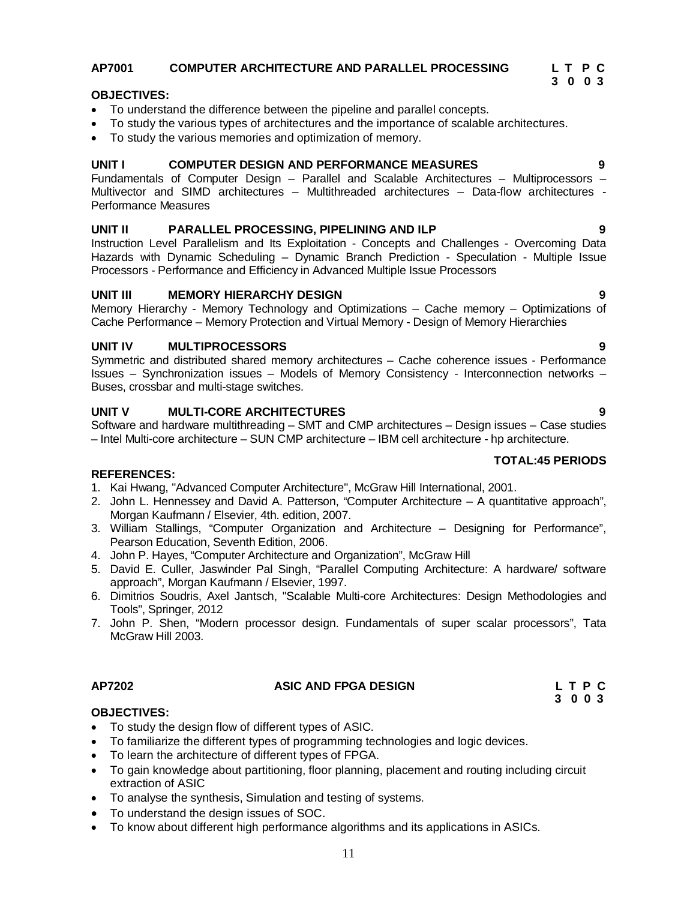## AP7001 COMPUTER ARCHITECTURE AND PARALLEL PROCESSING

| L | T | P | C |
|---|---|---|---|
| 3 | 0 | 0 | 3 |

**OBJECTIVES:**

- To understand the difference between the pipeline and parallel concepts.
- To study the various types of architectures and the importance of scalable architectures.
- To study the various memories and optimization of memory.

**UNIT I COMPUTER DESIGN AND PERFORMANCE MEASURES 9**

Fundamentals of Computer Design – Parallel and Scalable Architectures – Multiprocessors – Multivector and SIMD architectures – Multithreaded architectures – Data-flow architectures - Performance Measures

**UNIT II PARALLEL PROCESSING, PIPELINING AND ILP 9**

Instruction Level Parallelism and Its Exploitation - Concepts and Challenges - Overcoming Data Hazards with Dynamic Scheduling – Dynamic Branch Prediction - Speculation - Multiple Issue Processors - Performance and Efficiency in Advanced Multiple Issue Processors

**UNIT III MEMORY HIERARCHY DESIGN 9**

Memory Hierarchy - Memory Technology and Optimizations – Cache memory – Optimizations of Cache Performance – Memory Protection and Virtual Memory - Design of Memory Hierarchies

**UNIT IV MULTIPROCESSORS 9**

Symmetric and distributed shared memory architectures – Cache coherence issues - Performance Issues – Synchronization issues – Models of Memory Consistency - Interconnection networks – Buses, crossbar and multi-stage switches.

**UNIT V MULTI-CORE ARCHITECTURES 9**

Software and hardware multithreading – SMT and CMP architectures – Design issues – Case studies – Intel Multi-core architecture – SUN CMP architecture – IBM cell architecture - hp architecture.

**TOTAL:45 PERIODS**

**REFERENCES:**

1. Kai Hwang, "Advanced Computer Architecture", McGraw Hill International, 2001.
2. John L. Hennessey and David A. Patterson, "Computer Architecture – A quantitative approach", Morgan Kaufmann / Elsevier, 4th. edition, 2007.
3. William Stallings, "Computer Organization and Architecture – Designing for Performance", Pearson Education, Seventh Edition, 2006.
4. John P. Hayes, "Computer Architecture and Organization", McGraw Hill
5. David E. Culler, Jaswinder Pal Singh, "Parallel Computing Architecture: A hardware/ software approach", Morgan Kaufmann / Elsevier, 1997.
6. Dimitrios Soudris, Axel Jantsch, "Scalable Multi-core Architectures: Design Methodologies and Tools", Springer, 2012
7. John P. Shen, "Modern processor design. Fundamentals of super scalar processors", Tata McGraw Hill 2003.

## AP7202 ASIC AND FPGA DESIGN

| L | T | P | C |
|---|---|---|---|
| 3 | 0 | 0 | 3 |

**OBJECTIVES:**

- To study the design flow of different types of ASIC.
- To familiarize the different types of programming technologies and logic devices.
- To learn the architecture of different types of FPGA.
- To gain knowledge about partitioning, floor planning, placement and routing including circuit extraction of ASIC
- To analyse the synthesis, Simulation and testing of systems.
- To understand the design issues of SOC.
- To know about different high performance algorithms and its applications in ASICs.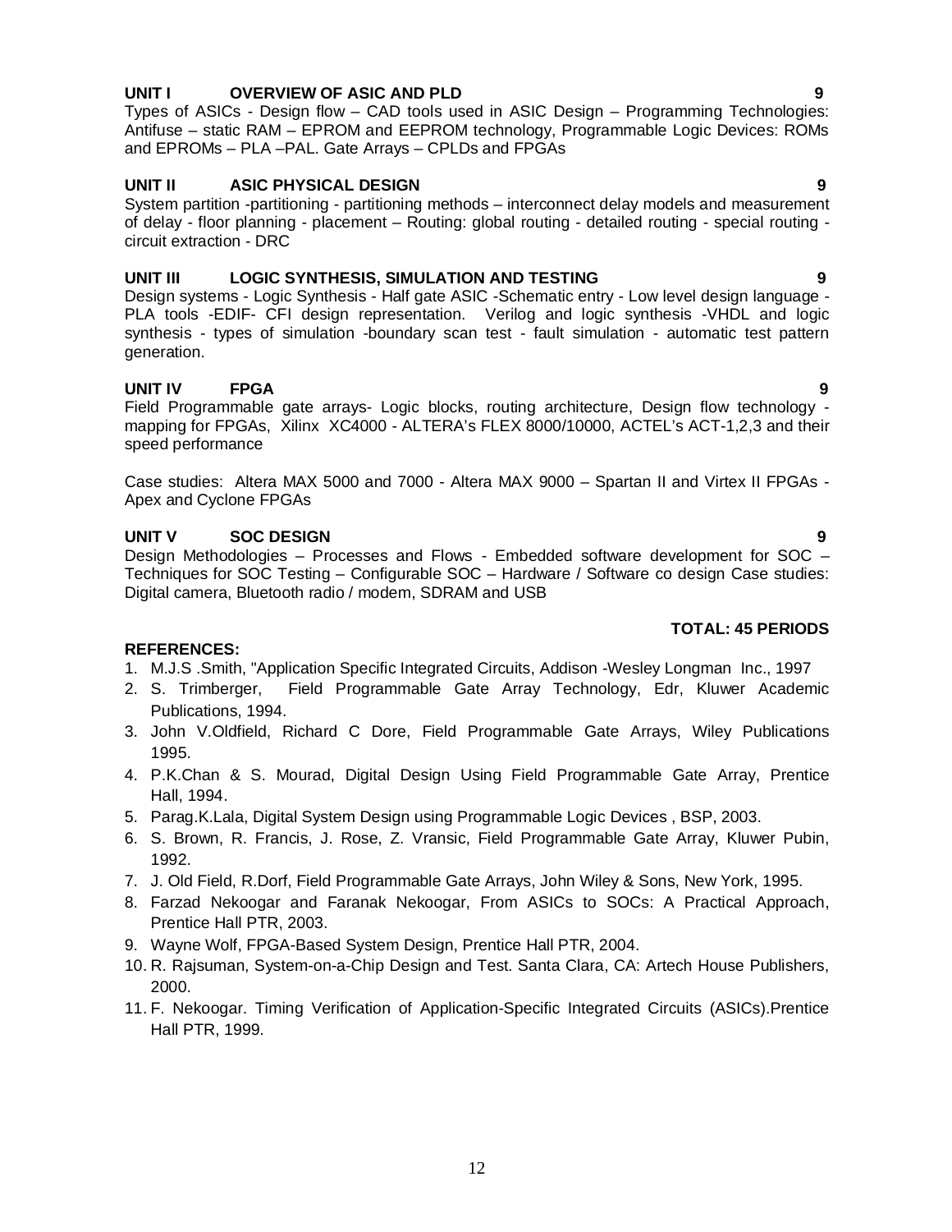**UNIT I OVERVIEW OF ASIC AND PLD** **9**

Types of ASICs - Design flow – CAD tools used in ASIC Design – Programming Technologies: Antifuse – static RAM – EPROM and EEPROM technology, Programmable Logic Devices: ROMs and EPROMs – PLA –PAL. Gate Arrays – CPLDs and FPGAs

**UNIT II ASIC PHYSICAL DESIGN** **9**

System partition -partitioning - partitioning methods – interconnect delay models and measurement of delay - floor planning - placement – Routing: global routing - detailed routing - special routing - circuit extraction - DRC

**UNIT III LOGIC SYNTHESIS, SIMULATION AND TESTING** **9**

Design systems - Logic Synthesis - Half gate ASIC -Schematic entry - Low level design language - PLA tools -EDIF- CFI design representation. Verilog and logic synthesis -VHDL and logic synthesis - types of simulation -boundary scan test - fault simulation - automatic test pattern generation.

**UNIT IV FPGA** **9**

Field Programmable gate arrays- Logic blocks, routing architecture, Design flow technology - mapping for FPGAs, Xilinx XC4000 - ALTERA's FLEX 8000/10000, ACTEL's ACT-1,2,3 and their speed performance

Case studies: Altera MAX 5000 and 7000 - Altera MAX 9000 – Spartan II and Virtex II FPGAs - Apex and Cyclone FPGAs

**UNIT V SOC DESIGN** **9**

Design Methodologies – Processes and Flows - Embedded software development for SOC – Techniques for SOC Testing – Configurable SOC – Hardware / Software co design Case studies: Digital camera, Bluetooth radio / modem, SDRAM and USB

**TOTAL: 45 PERIODS**

**REFERENCES:**

1. M.J.S .Smith, "Application Specific Integrated Circuits, Addison -Wesley Longman Inc., 1997
2. S. Trimberger, Field Programmable Gate Array Technology, Edr, Kluwer Academic Publications, 1994.
3. John V.Oldfield, Richard C Dore, Field Programmable Gate Arrays, Wiley Publications 1995.
4. P.K.Chan & S. Mourad, Digital Design Using Field Programmable Gate Array, Prentice Hall, 1994.
5. Parag.K.Lala, Digital System Design using Programmable Logic Devices , BSP, 2003.
6. S. Brown, R. Francis, J. Rose, Z. Vransic, Field Programmable Gate Array, Kluwer Pubin, 1992.
7. J. Old Field, R.Dorf, Field Programmable Gate Arrays, John Wiley & Sons, New York, 1995.
8. Farzad Nekoogar and Faranak Nekoogar, From ASICs to SOCs: A Practical Approach, Prentice Hall PTR, 2003.
9. Wayne Wolf, FPGA-Based System Design, Prentice Hall PTR, 2004.
10. R. Rajsuman, System-on-a-Chip Design and Test. Santa Clara, CA: Artech House Publishers, 2000.
11. F. Nekoogar. Timing Verification of Application-Specific Integrated Circuits (ASICs).Prentice Hall PTR, 1999.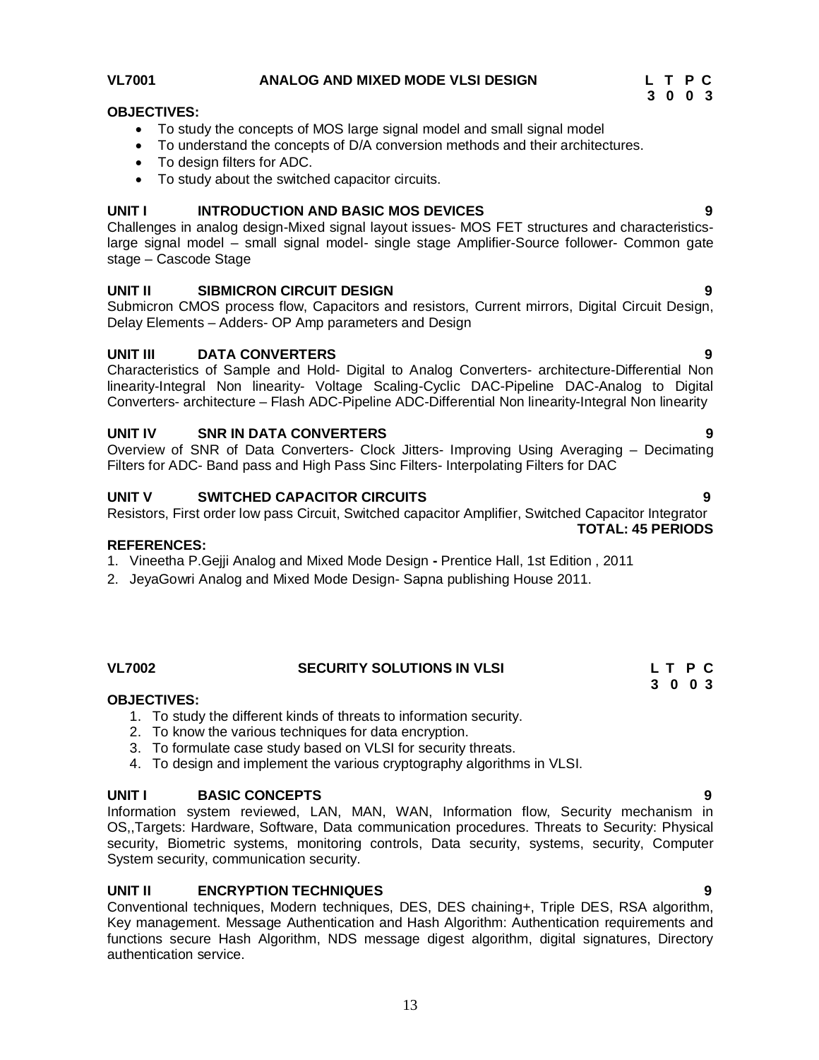**VL7001 ANALOG AND MIXED MODE VLSI DESIGN**

| L | T | P | C |
|---|---|---|---|
| 3 | 0 | 0 | 3 |

**OBJECTIVES:**

- To study the concepts of MOS large signal model and small signal model
- To understand the concepts of D/A conversion methods and their architectures.
- To design filters for ADC.
- To study about the switched capacitor circuits.

**UNIT I INTRODUCTION AND BASIC MOS DEVICES 9**

Challenges in analog design-Mixed signal layout issues- MOS FET structures and characteristics-large signal model – small signal model- single stage Amplifier-Source follower- Common gate stage – Cascode Stage

**UNIT II SIBMICRON CIRCUIT DESIGN 9**

Submicron CMOS process flow, Capacitors and resistors, Current mirrors, Digital Circuit Design, Delay Elements – Adders- OP Amp parameters and Design

**UNIT III DATA CONVERTERS 9**

Characteristics of Sample and Hold- Digital to Analog Converters- architecture-Differential Non linearity-Integral Non linearity- Voltage Scaling-Cyclic DAC-Pipeline DAC-Analog to Digital Converters- architecture – Flash ADC-Pipeline ADC-Differential Non linearity-Integral Non linearity

**UNIT IV SNR IN DATA CONVERTERS 9**

Overview of SNR of Data Converters- Clock Jitters- Improving Using Averaging – Decimating Filters for ADC- Band pass and High Pass Sinc Filters- Interpolating Filters for DAC

**UNIT V SWITCHED CAPACITOR CIRCUITS 9**

Resistors, First order low pass Circuit, Switched capacitor Amplifier, Switched Capacitor Integrator

**TOTAL: 45 PERIODS**

**REFERENCES:**

1. Vineetha P.Gejji Analog and Mixed Mode Design **-** Prentice Hall, 1st Edition , 2011
2. JeyaGowri Analog and Mixed Mode Design- Sapna publishing House 2011.

**VL7002 SECURITY SOLUTIONS IN VLSI**

| L | T | P | C |
|---|---|---|---|
| 3 | 0 | 0 | 3 |

**OBJECTIVES:**

1. To study the different kinds of threats to information security.
2. To know the various techniques for data encryption.
3. To formulate case study based on VLSI for security threats.
4. To design and implement the various cryptography algorithms in VLSI.

**UNIT I BASIC CONCEPTS 9**

Information system reviewed, LAN, MAN, WAN, Information flow, Security mechanism in OS,,Targets: Hardware, Software, Data communication procedures. Threats to Security: Physical security, Biometric systems, monitoring controls, Data security, systems, security, Computer System security, communication security.

**UNIT II ENCRYPTION TECHNIQUES 9**

Conventional techniques, Modern techniques, DES, DES chaining+, Triple DES, RSA algorithm, Key management. Message Authentication and Hash Algorithm: Authentication requirements and functions secure Hash Algorithm, NDS message digest algorithm, digital signatures, Directory authentication service.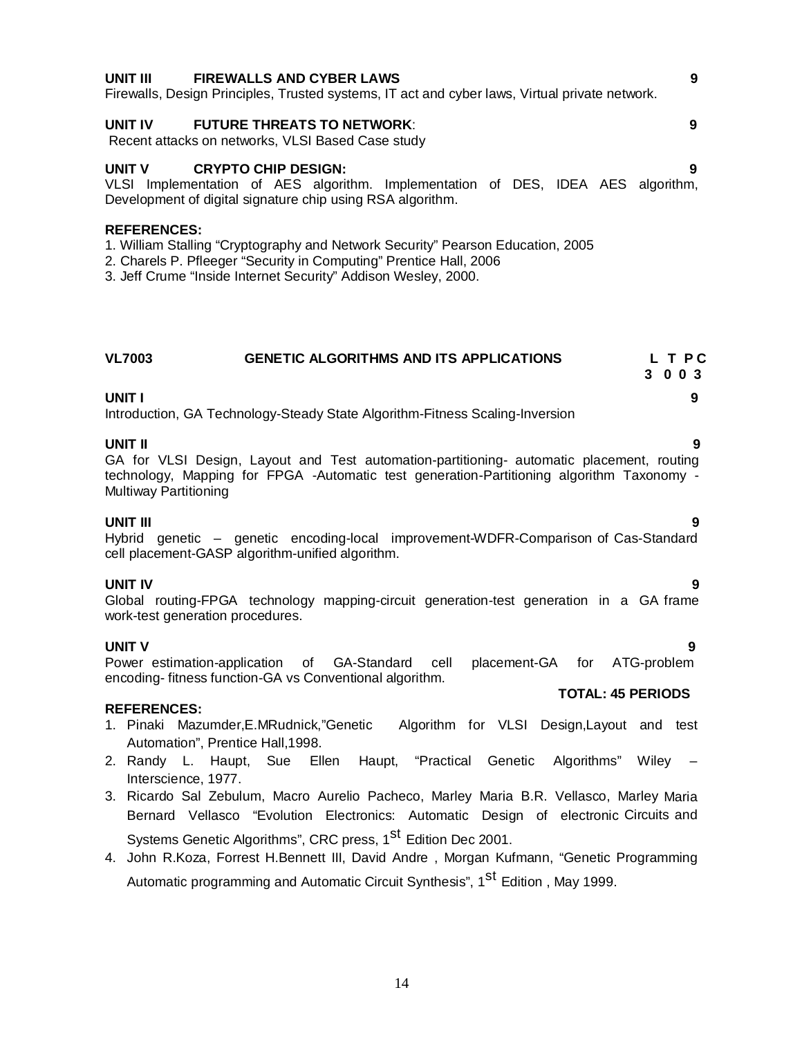**UNIT III FIREWALLS AND CYBER LAWS** **9**

Firewalls, Design Principles, Trusted systems, IT act and cyber laws, Virtual private network.

**UNIT IV FUTURE THREATS TO NETWORK**: **9**

Recent attacks on networks, VLSI Based Case study

**UNIT V CRYPTO CHIP DESIGN:** **9**

VLSI Implementation of AES algorithm. Implementation of DES, IDEA AES algorithm, Development of digital signature chip using RSA algorithm.

**REFERENCES:**

1. William Stalling "Cryptography and Network Security" Pearson Education, 2005
2. Charels P. Pfleeger "Security in Computing" Prentice Hall, 2006
3. Jeff Crume "Inside Internet Security" Addison Wesley, 2000.

## VL7003 GENETIC ALGORITHMS AND ITS APPLICATIONS

| L | T | P | C |
|---|---|---|---|
| 3 | 0 | 0 | 3 |

**UNIT I** **9**

Introduction, GA Technology-Steady State Algorithm-Fitness Scaling-Inversion

**UNIT II** **9**

GA for VLSI Design, Layout and Test automation-partitioning- automatic placement, routing technology, Mapping for FPGA -Automatic test generation-Partitioning algorithm Taxonomy -Multiway Partitioning

**UNIT III** **9**

Hybrid genetic – genetic encoding-local improvement-WDFR-Comparison of Cas-Standard cell placement-GASP algorithm-unified algorithm.

**UNIT IV** **9**

Global routing-FPGA technology mapping-circuit generation-test generation in a GA frame work-test generation procedures.

**UNIT V** **9**

Power estimation-application of GA-Standard cell placement-GA for ATG-problem encoding- fitness function-GA vs Conventional algorithm.

**TOTAL: 45 PERIODS**

**REFERENCES:**

1. Pinaki Mazumder,E.MRudnick,"Genetic Algorithm for VLSI Design,Layout and test Automation", Prentice Hall,1998.
2. Randy L. Haupt, Sue Ellen Haupt, "Practical Genetic Algorithms" Wiley – Interscience, 1977.
3. Ricardo Sal Zebulum, Macro Aurelio Pacheco, Marley Maria B.R. Vellasco, Marley Maria Bernard Vellasco "Evolution Electronics: Automatic Design of electronic Circuits and Systems Genetic Algorithms", CRC press, 1st Edition Dec 2001.
4. John R.Koza, Forrest H.Bennett III, David Andre , Morgan Kufmann, "Genetic Programming Automatic programming and Automatic Circuit Synthesis", 1st Edition , May 1999.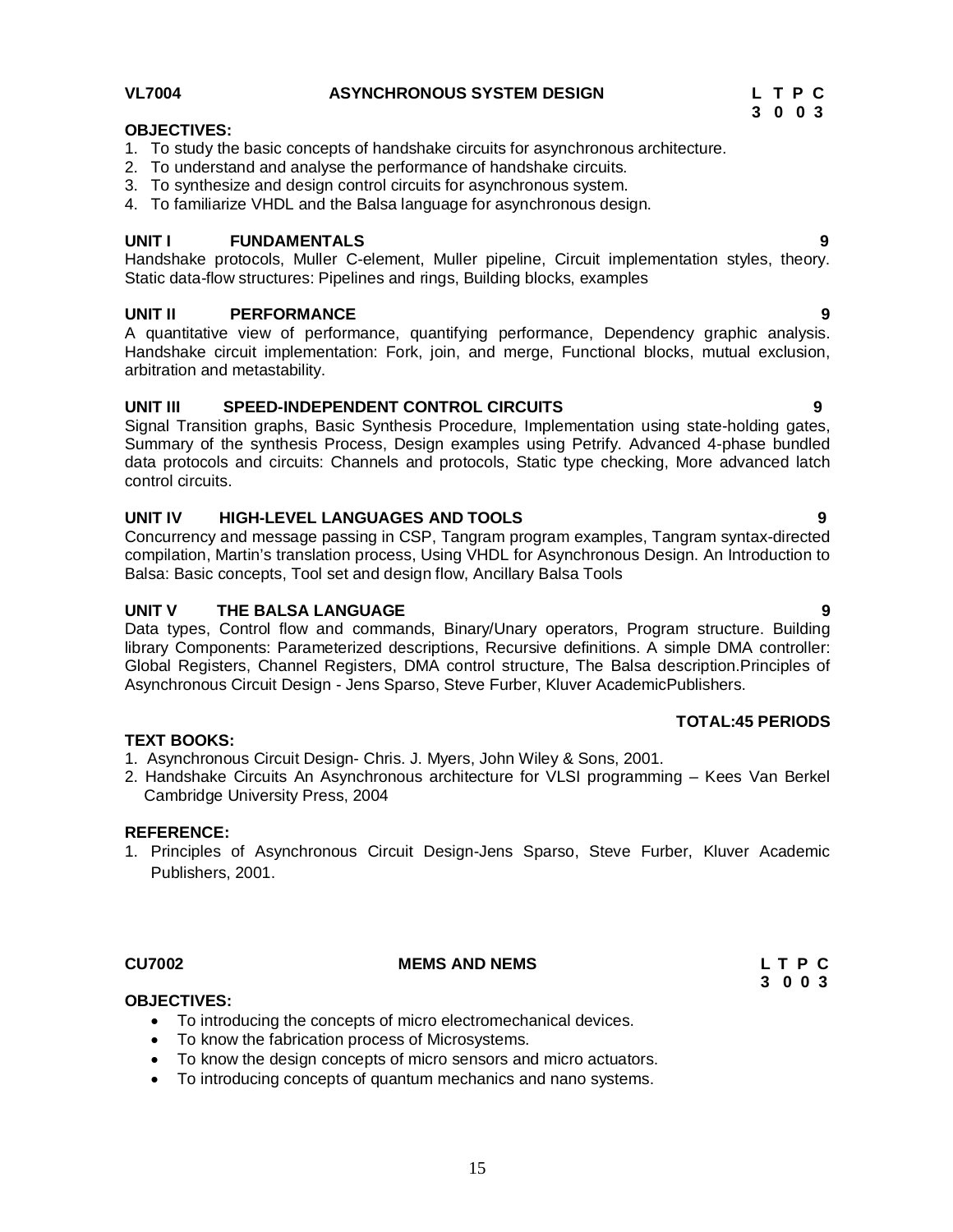**VL7004 ASYNCHRONOUS SYSTEM DESIGN**

**L T P C**
**3 0 0 3**

**OBJECTIVES:**

1. To study the basic concepts of handshake circuits for asynchronous architecture.
2. To understand and analyse the performance of handshake circuits.
3. To synthesize and design control circuits for asynchronous system.
4. To familiarize VHDL and the Balsa language for asynchronous design.

**UNIT I FUNDAMENTALS 9**

Handshake protocols, Muller C-element, Muller pipeline, Circuit implementation styles, theory. Static data-flow structures: Pipelines and rings, Building blocks, examples

**UNIT II PERFORMANCE 9**

A quantitative view of performance, quantifying performance, Dependency graphic analysis. Handshake circuit implementation: Fork, join, and merge, Functional blocks, mutual exclusion, arbitration and metastability.

**UNIT III SPEED-INDEPENDENT CONTROL CIRCUITS 9**

Signal Transition graphs, Basic Synthesis Procedure, Implementation using state-holding gates, Summary of the synthesis Process, Design examples using Petrify. Advanced 4-phase bundled data protocols and circuits: Channels and protocols, Static type checking, More advanced latch control circuits.

**UNIT IV HIGH-LEVEL LANGUAGES AND TOOLS 9**

Concurrency and message passing in CSP, Tangram program examples, Tangram syntax-directed compilation, Martin's translation process, Using VHDL for Asynchronous Design. An Introduction to Balsa: Basic concepts, Tool set and design flow, Ancillary Balsa Tools

**UNIT V THE BALSA LANGUAGE 9**

Data types, Control flow and commands, Binary/Unary operators, Program structure. Building library Components: Parameterized descriptions, Recursive definitions. A simple DMA controller: Global Registers, Channel Registers, DMA control structure, The Balsa description.Principles of Asynchronous Circuit Design - Jens Sparso, Steve Furber, Kluver AcademicPublishers.

**TOTAL:45 PERIODS**

**TEXT BOOKS:**

1. Asynchronous Circuit Design- Chris. J. Myers, John Wiley & Sons, 2001.
2. Handshake Circuits An Asynchronous architecture for VLSI programming – Kees Van Berkel Cambridge University Press, 2004

**REFERENCE:**

1. Principles of Asynchronous Circuit Design-Jens Sparso, Steve Furber, Kluver Academic Publishers, 2001.

**CU7002 MEMS AND NEMS**

**L T P C**
**3 0 0 3**

**OBJECTIVES:**

- To introducing the concepts of micro electromechanical devices.
- To know the fabrication process of Microsystems.
- To know the design concepts of micro sensors and micro actuators.
- To introducing concepts of quantum mechanics and nano systems.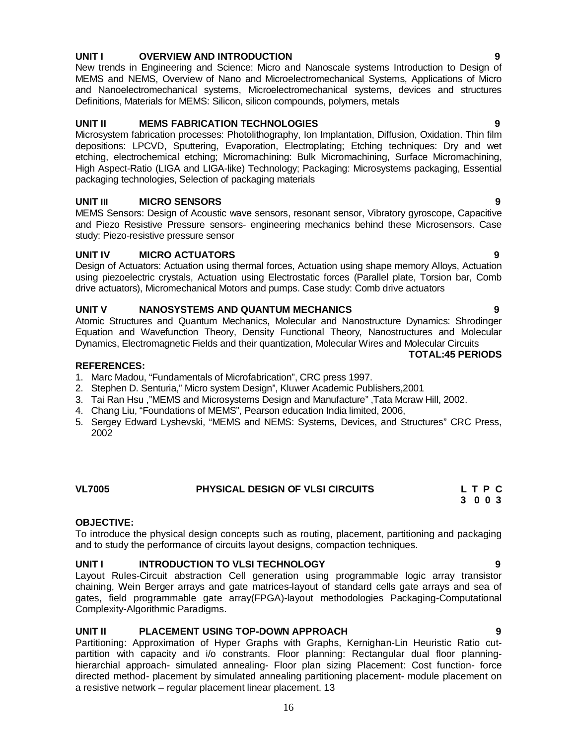**UNIT I OVERVIEW AND INTRODUCTION** **9**

New trends in Engineering and Science: Micro and Nanoscale systems Introduction to Design of MEMS and NEMS, Overview of Nano and Microelectromechanical Systems, Applications of Micro and Nanoelectromechanical systems, Microelectromechanical systems, devices and structures Definitions, Materials for MEMS: Silicon, silicon compounds, polymers, metals

**UNIT II MEMS FABRICATION TECHNOLOGIES** **9**

Microsystem fabrication processes: Photolithography, Ion Implantation, Diffusion, Oxidation. Thin film depositions: LPCVD, Sputtering, Evaporation, Electroplating; Etching techniques: Dry and wet etching, electrochemical etching; Micromachining: Bulk Micromachining, Surface Micromachining, High Aspect-Ratio (LIGA and LIGA-like) Technology; Packaging: Microsystems packaging, Essential packaging technologies, Selection of packaging materials

**UNIT III MICRO SENSORS** **9**

MEMS Sensors: Design of Acoustic wave sensors, resonant sensor, Vibratory gyroscope, Capacitive and Piezo Resistive Pressure sensors- engineering mechanics behind these Microsensors. Case study: Piezo-resistive pressure sensor

**UNIT IV MICRO ACTUATORS** **9**

Design of Actuators: Actuation using thermal forces, Actuation using shape memory Alloys, Actuation using piezoelectric crystals, Actuation using Electrostatic forces (Parallel plate, Torsion bar, Comb drive actuators), Micromechanical Motors and pumps. Case study: Comb drive actuators

**UNIT V NANOSYSTEMS AND QUANTUM MECHANICS** **9**

Atomic Structures and Quantum Mechanics, Molecular and Nanostructure Dynamics: Shrodinger Equation and Wavefunction Theory, Density Functional Theory, Nanostructures and Molecular Dynamics, Electromagnetic Fields and their quantization, Molecular Wires and Molecular Circuits

**TOTAL:45 PERIODS**

**REFERENCES:**

1. Marc Madou, "Fundamentals of Microfabrication", CRC press 1997.
2. Stephen D. Senturia," Micro system Design", Kluwer Academic Publishers,2001
3. Tai Ran Hsu ,"MEMS and Microsystems Design and Manufacture" ,Tata Mcraw Hill, 2002.
4. Chang Liu, "Foundations of MEMS", Pearson education India limited, 2006,
5. Sergey Edward Lyshevski, "MEMS and NEMS: Systems, Devices, and Structures" CRC Press, 2002

## VL7005 PHYSICAL DESIGN OF VLSI CIRCUITS

| L | T | P | C |
|---|---|---|---|
| 3 | 0 | 0 | 3 |

**OBJECTIVE:**

To introduce the physical design concepts such as routing, placement, partitioning and packaging and to study the performance of circuits layout designs, compaction techniques.

**UNIT I INTRODUCTION TO VLSI TECHNOLOGY** **9**

Layout Rules-Circuit abstraction Cell generation using programmable logic array transistor chaining, Wein Berger arrays and gate matrices-layout of standard cells gate arrays and sea of gates, field programmable gate array(FPGA)-layout methodologies Packaging-Computational Complexity-Algorithmic Paradigms.

**UNIT II PLACEMENT USING TOP-DOWN APPROACH** **9**

Partitioning: Approximation of Hyper Graphs with Graphs, Kernighan-Lin Heuristic Ratio cut-partition with capacity and i/o constrants. Floor planning: Rectangular dual floor planning-hierarchial approach- simulated annealing- Floor plan sizing Placement: Cost function- force directed method- placement by simulated annealing partitioning placement- module placement on a resistive network – regular placement linear placement. 13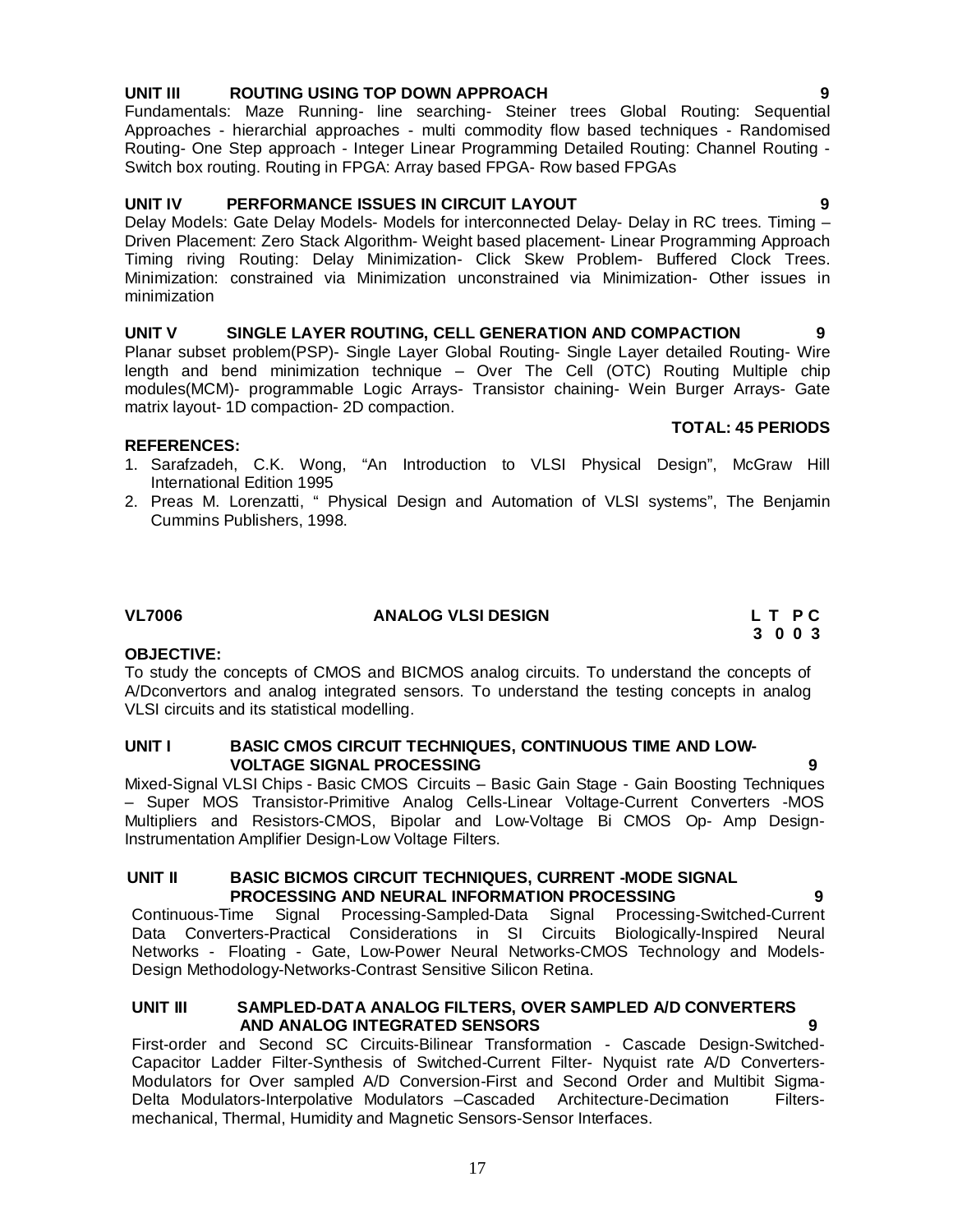**UNIT III ROUTING USING TOP DOWN APPROACH 9**

Fundamentals: Maze Running- line searching- Steiner trees Global Routing: Sequential Approaches - hierarchial approaches - multi commodity flow based techniques - Randomised Routing- One Step approach - Integer Linear Programming Detailed Routing: Channel Routing - Switch box routing. Routing in FPGA: Array based FPGA- Row based FPGAs

**UNIT IV PERFORMANCE ISSUES IN CIRCUIT LAYOUT 9**

Delay Models: Gate Delay Models- Models for interconnected Delay- Delay in RC trees. Timing – Driven Placement: Zero Stack Algorithm- Weight based placement- Linear Programming Approach Timing riving Routing: Delay Minimization- Click Skew Problem- Buffered Clock Trees. Minimization: constrained via Minimization unconstrained via Minimization- Other issues in minimization

**UNIT V SINGLE LAYER ROUTING, CELL GENERATION AND COMPACTION 9**

Planar subset problem(PSP)- Single Layer Global Routing- Single Layer detailed Routing- Wire length and bend minimization technique – Over The Cell (OTC) Routing Multiple chip modules(MCM)- programmable Logic Arrays- Transistor chaining- Wein Burger Arrays- Gate matrix layout- 1D compaction- 2D compaction.

**TOTAL: 45 PERIODS**

**REFERENCES:**

1. Sarafzadeh, C.K. Wong, "An Introduction to VLSI Physical Design", McGraw Hill International Edition 1995
2. Preas M. Lorenzatti, " Physical Design and Automation of VLSI systems", The Benjamin Cummins Publishers, 1998.

## VL7006 ANALOG VLSI DESIGN

| L | T | P | C |
|---|---|---|---|
| 3 | 0 | 0 | 3 |

**OBJECTIVE:**

To study the concepts of CMOS and BICMOS analog circuits. To understand the concepts of A/Dconvertors and analog integrated sensors. To understand the testing concepts in analog VLSI circuits and its statistical modelling.

**UNIT I BASIC CMOS CIRCUIT TECHNIQUES, CONTINUOUS TIME AND LOW-VOLTAGE SIGNAL PROCESSING 9**

Mixed-Signal VLSI Chips - Basic CMOS Circuits – Basic Gain Stage - Gain Boosting Techniques – Super MOS Transistor-Primitive Analog Cells-Linear Voltage-Current Converters -MOS Multipliers and Resistors-CMOS, Bipolar and Low-Voltage Bi CMOS Op- Amp Design-Instrumentation Amplifier Design-Low Voltage Filters.

**UNIT II BASIC BICMOS CIRCUIT TECHNIQUES, CURRENT -MODE SIGNAL PROCESSING AND NEURAL INFORMATION PROCESSING 9**

Continuous-Time Signal Processing-Sampled-Data Signal Processing-Switched-Current Data Converters-Practical Considerations in SI Circuits Biologically-Inspired Neural Networks - Floating - Gate, Low-Power Neural Networks-CMOS Technology and Models-Design Methodology-Networks-Contrast Sensitive Silicon Retina.

**UNIT III SAMPLED-DATA ANALOG FILTERS, OVER SAMPLED A/D CONVERTERS AND ANALOG INTEGRATED SENSORS 9**

First-order and Second SC Circuits-Bilinear Transformation - Cascade Design-Switched-Capacitor Ladder Filter-Synthesis of Switched-Current Filter- Nyquist rate A/D Converters-Modulators for Over sampled A/D Conversion-First and Second Order and Multibit Sigma-Delta Modulators-Interpolative Modulators –Cascaded Architecture-Decimation Filters-mechanical, Thermal, Humidity and Magnetic Sensors-Sensor Interfaces.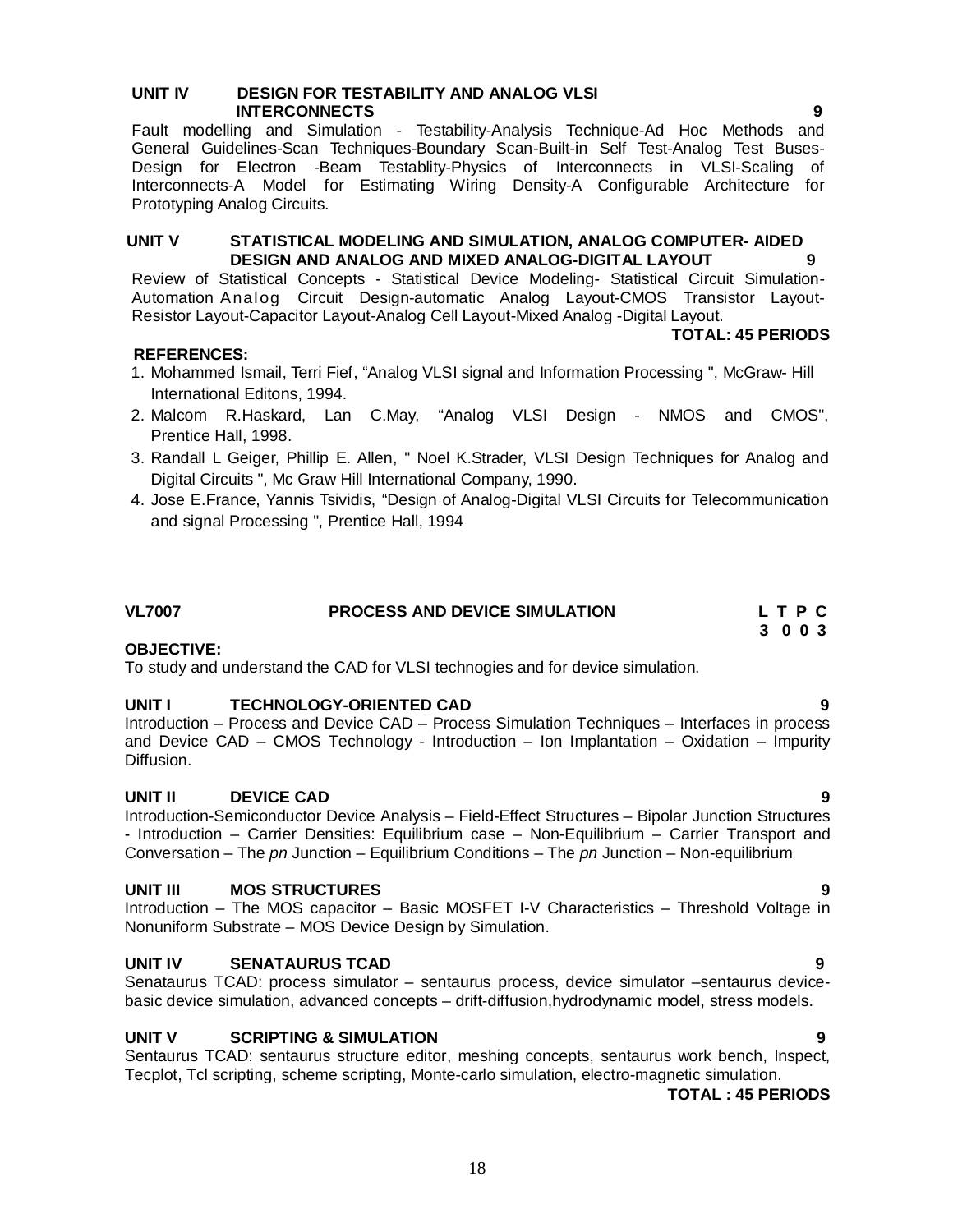**UNIT IV DESIGN FOR TESTABILITY AND ANALOG VLSI INTERCONNECTS 9**

Fault modelling and Simulation - Testability-Analysis Technique-Ad Hoc Methods and General Guidelines-Scan Techniques-Boundary Scan-Built-in Self Test-Analog Test Buses-Design for Electron -Beam Testablity-Physics of Interconnects in VLSI-Scaling of Interconnects-A Model for Estimating Wiring Density-A Configurable Architecture for Prototyping Analog Circuits.

**UNIT V STATISTICAL MODELING AND SIMULATION, ANALOG COMPUTER- AIDED DESIGN AND ANALOG AND MIXED ANALOG-DIGITAL LAYOUT 9**

Review of Statistical Concepts - Statistical Device Modeling- Statistical Circuit Simulation-Automation Analog Circuit Design-automatic Analog Layout-CMOS Transistor Layout-Resistor Layout-Capacitor Layout-Analog Cell Layout-Mixed Analog -Digital Layout.

**TOTAL: 45 PERIODS**

**REFERENCES:**

1. Mohammed Ismail, Terri Fief, "Analog VLSI signal and Information Processing ", McGraw- Hill International Editons, 1994.
2. Malcom R.Haskard, Lan C.May, "Analog VLSI Design - NMOS and CMOS", Prentice Hall, 1998.
3. Randall L Geiger, Phillip E. Allen, " Noel K.Strader, VLSI Design Techniques for Analog and Digital Circuits ", Mc Graw Hill International Company, 1990.
4. Jose E.France, Yannis Tsividis, "Design of Analog-Digital VLSI Circuits for Telecommunication and signal Processing ", Prentice Hall, 1994

## VL7007 PROCESS AND DEVICE SIMULATION

| L | T | P | C |
|---|---|---|---|
| 3 | 0 | 0 | 3 |

**OBJECTIVE:**

To study and understand the CAD for VLSI technogies and for device simulation.

**UNIT I TECHNOLOGY-ORIENTED CAD 9**

Introduction – Process and Device CAD – Process Simulation Techniques – Interfaces in process and Device CAD – CMOS Technology - Introduction – Ion Implantation – Oxidation – Impurity Diffusion.

**UNIT II DEVICE CAD 9**

Introduction-Semiconductor Device Analysis – Field-Effect Structures – Bipolar Junction Structures - Introduction – Carrier Densities: Equilibrium case – Non-Equilibrium – Carrier Transport and Conversation – The *pn* Junction – Equilibrium Conditions – The *pn* Junction – Non-equilibrium

**UNIT III MOS STRUCTURES 9**

Introduction – The MOS capacitor – Basic MOSFET I-V Characteristics – Threshold Voltage in Nonuniform Substrate – MOS Device Design by Simulation.

**UNIT IV SENATAURUS TCAD 9**

Senataurus TCAD: process simulator – sentaurus process, device simulator –sentaurus device-basic device simulation, advanced concepts – drift-diffusion,hydrodynamic model, stress models.

**UNIT V SCRIPTING & SIMULATION 9**

Sentaurus TCAD: sentaurus structure editor, meshing concepts, sentaurus work bench, Inspect, Tecplot, Tcl scripting, scheme scripting, Monte-carlo simulation, electro-magnetic simulation.

**TOTAL : 45 PERIODS**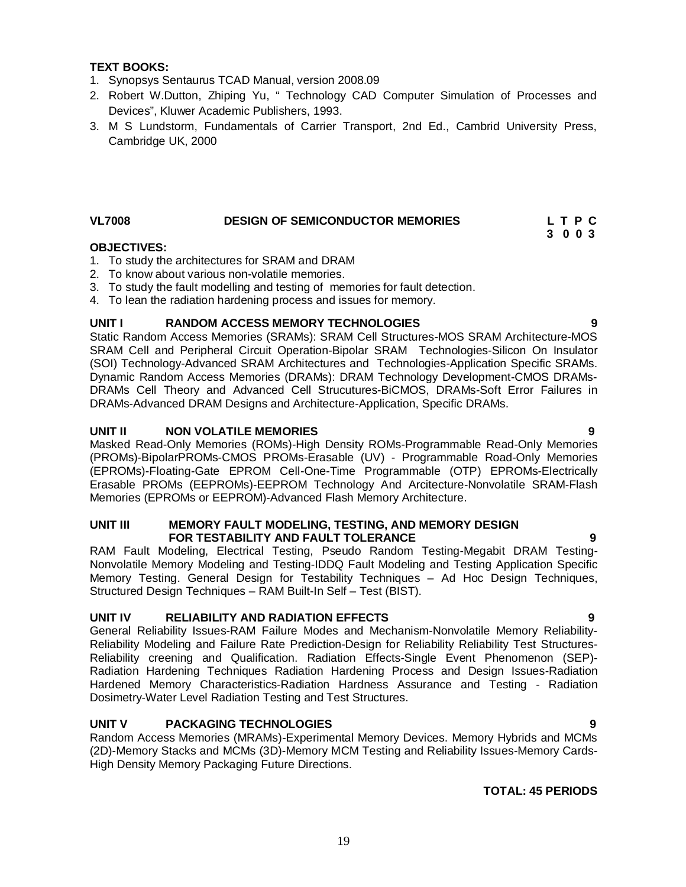**TEXT BOOKS:**

1. Synopsys Sentaurus TCAD Manual, version 2008.09
2. Robert W.Dutton, Zhiping Yu, " Technology CAD Computer Simulation of Processes and Devices", Kluwer Academic Publishers, 1993.
3. M S Lundstorm, Fundamentals of Carrier Transport, 2nd Ed., Cambrid University Press, Cambridge UK, 2000

## VL7008 DESIGN OF SEMICONDUCTOR MEMORIES

| L | T | P | C |
|---|---|---|---|
| 3 | 0 | 0 | 3 |

**OBJECTIVES:**

1. To study the architectures for SRAM and DRAM
2. To know about various non-volatile memories.
3. To study the fault modelling and testing of memories for fault detection.
4. To lean the radiation hardening process and issues for memory.

### UNIT I RANDOM ACCESS MEMORY TECHNOLOGIES 9

Static Random Access Memories (SRAMs): SRAM Cell Structures-MOS SRAM Architecture-MOS SRAM Cell and Peripheral Circuit Operation-Bipolar SRAM Technologies-Silicon On Insulator (SOI) Technology-Advanced SRAM Architectures and Technologies-Application Specific SRAMs. Dynamic Random Access Memories (DRAMs): DRAM Technology Development-CMOS DRAMs-DRAMs Cell Theory and Advanced Cell Strucutures-BiCMOS, DRAMs-Soft Error Failures in DRAMs-Advanced DRAM Designs and Architecture-Application, Specific DRAMs.

### UNIT II NON VOLATILE MEMORIES 9

Masked Read-Only Memories (ROMs)-High Density ROMs-Programmable Read-Only Memories (PROMs)-BipolarPROMs-CMOS PROMs-Erasable (UV) - Programmable Road-Only Memories (EPROMs)-Floating-Gate EPROM Cell-One-Time Programmable (OTP) EPROMs-Electrically Erasable PROMs (EEPROMs)-EEPROM Technology And Arcitecture-Nonvolatile SRAM-Flash Memories (EPROMs or EEPROM)-Advanced Flash Memory Architecture.

### UNIT III MEMORY FAULT MODELING, TESTING, AND MEMORY DESIGN FOR TESTABILITY AND FAULT TOLERANCE 9

RAM Fault Modeling, Electrical Testing, Pseudo Random Testing-Megabit DRAM Testing-Nonvolatile Memory Modeling and Testing-IDDQ Fault Modeling and Testing Application Specific Memory Testing. General Design for Testability Techniques – Ad Hoc Design Techniques, Structured Design Techniques – RAM Built-In Self – Test (BIST).

### UNIT IV RELIABILITY AND RADIATION EFFECTS 9

General Reliability Issues-RAM Failure Modes and Mechanism-Nonvolatile Memory Reliability-Reliability Modeling and Failure Rate Prediction-Design for Reliability Reliability Test Structures-Reliability creening and Qualification. Radiation Effects-Single Event Phenomenon (SEP)-Radiation Hardening Techniques Radiation Hardening Process and Design Issues-Radiation Hardened Memory Characteristics-Radiation Hardness Assurance and Testing - Radiation Dosimetry-Water Level Radiation Testing and Test Structures.

### UNIT V PACKAGING TECHNOLOGIES 9

Random Access Memories (MRAMs)-Experimental Memory Devices. Memory Hybrids and MCMs (2D)-Memory Stacks and MCMs (3D)-Memory MCM Testing and Reliability Issues-Memory Cards-High Density Memory Packaging Future Directions.

**TOTAL: 45 PERIODS**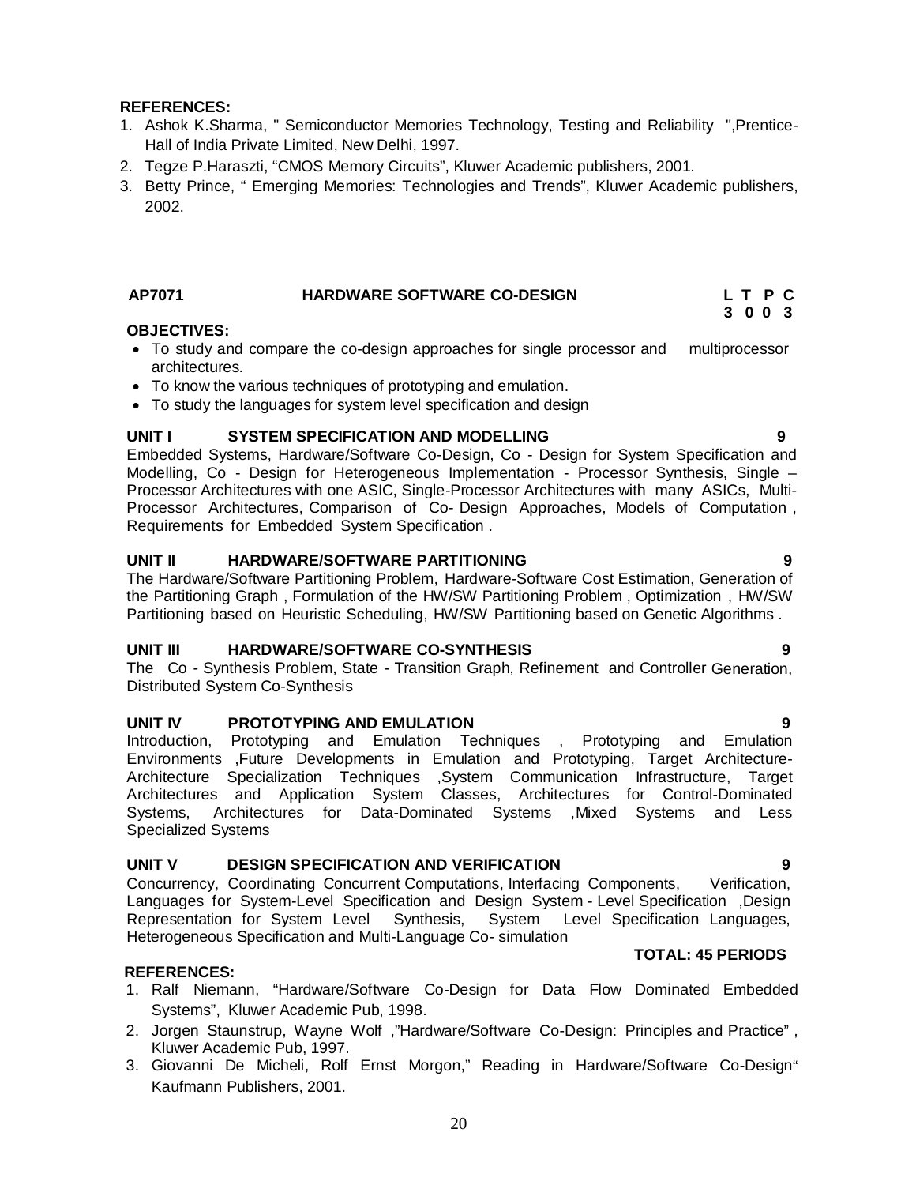**REFERENCES:**

1. Ashok K.Sharma, " Semiconductor Memories Technology, Testing and Reliability ",Prentice-Hall of India Private Limited, New Delhi, 1997.
2. Tegze P.Haraszti, "CMOS Memory Circuits", Kluwer Academic publishers, 2001.
3. Betty Prince, " Emerging Memories: Technologies and Trends", Kluwer Academic publishers, 2002.

## AP7071 HARDWARE SOFTWARE CO-DESIGN

| L | T | P | C |
|---|---|---|---|
| 3 | 0 | 0 | 3 |

**OBJECTIVES:**

- To study and compare the co-design approaches for single processor and multiprocessor architectures.
- To know the various techniques of prototyping and emulation.
- To study the languages for system level specification and design

### UNIT I SYSTEM SPECIFICATION AND MODELLING 9

Embedded Systems, Hardware/Software Co-Design, Co - Design for System Specification and Modelling, Co - Design for Heterogeneous Implementation - Processor Synthesis, Single – Processor Architectures with one ASIC, Single-Processor Architectures with many ASICs, Multi-Processor Architectures, Comparison of Co- Design Approaches, Models of Computation , Requirements for Embedded System Specification .

### UNIT II HARDWARE/SOFTWARE PARTITIONING 9

The Hardware/Software Partitioning Problem, Hardware-Software Cost Estimation, Generation of the Partitioning Graph , Formulation of the HW/SW Partitioning Problem , Optimization , HW/SW Partitioning based on Heuristic Scheduling, HW/SW Partitioning based on Genetic Algorithms .

### UNIT III HARDWARE/SOFTWARE CO-SYNTHESIS 9

The Co - Synthesis Problem, State - Transition Graph, Refinement and Controller Generation, Distributed System Co-Synthesis

### UNIT IV PROTOTYPING AND EMULATION 9

Introduction, Prototyping and Emulation Techniques , Prototyping and Emulation Environments ,Future Developments in Emulation and Prototyping, Target Architecture-Architecture Specialization Techniques ,System Communication Infrastructure, Target Architectures and Application System Classes, Architectures for Control-Dominated Systems, Architectures for Data-Dominated Systems ,Mixed Systems and Less Specialized Systems

### UNIT V DESIGN SPECIFICATION AND VERIFICATION 9

Concurrency, Coordinating Concurrent Computations, Interfacing Components, Verification, Languages for System-Level Specification and Design System - Level Specification ,Design Representation for System Level Synthesis, System Level Specification Languages, Heterogeneous Specification and Multi-Language Co- simulation

**TOTAL: 45 PERIODS**

**REFERENCES:**

1. Ralf Niemann, "Hardware/Software Co-Design for Data Flow Dominated Embedded Systems", Kluwer Academic Pub, 1998.
2. Jorgen Staunstrup, Wayne Wolf ,"Hardware/Software Co-Design: Principles and Practice" , Kluwer Academic Pub, 1997.
3. Giovanni De Micheli, Rolf Ernst Morgon," Reading in Hardware/Software Co-Design" Kaufmann Publishers, 2001.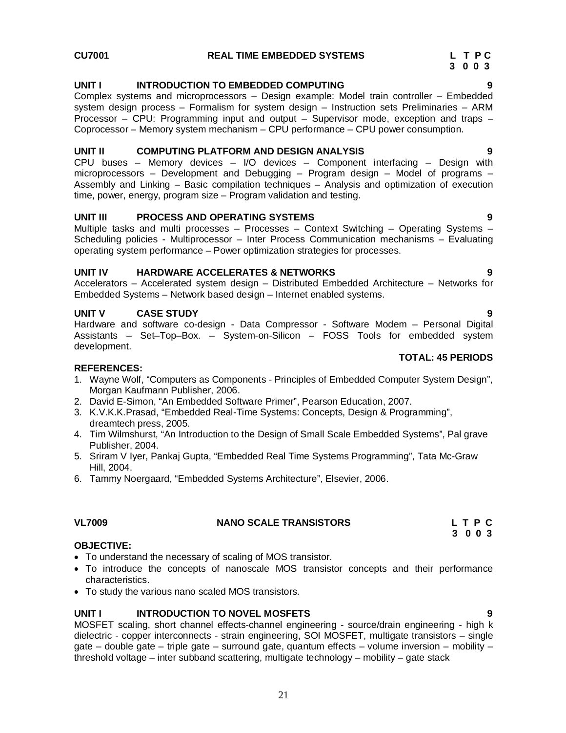**CU7001 REAL TIME EMBEDDED SYSTEMS** **L T P C**
**3 0 0 3**

**UNIT I INTRODUCTION TO EMBEDDED COMPUTING 9**

Complex systems and microprocessors – Design example: Model train controller – Embedded system design process – Formalism for system design – Instruction sets Preliminaries – ARM Processor – CPU: Programming input and output – Supervisor mode, exception and traps – Coprocessor – Memory system mechanism – CPU performance – CPU power consumption.

**UNIT II COMPUTING PLATFORM AND DESIGN ANALYSIS 9**

CPU buses – Memory devices – I/O devices – Component interfacing – Design with microprocessors – Development and Debugging – Program design – Model of programs – Assembly and Linking – Basic compilation techniques – Analysis and optimization of execution time, power, energy, program size – Program validation and testing.

**UNIT III PROCESS AND OPERATING SYSTEMS 9**

Multiple tasks and multi processes – Processes – Context Switching – Operating Systems – Scheduling policies - Multiprocessor – Inter Process Communication mechanisms – Evaluating operating system performance – Power optimization strategies for processes.

**UNIT IV HARDWARE ACCELERATES & NETWORKS 9**

Accelerators – Accelerated system design – Distributed Embedded Architecture – Networks for Embedded Systems – Network based design – Internet enabled systems.

**UNIT V CASE STUDY 9**

Hardware and software co-design - Data Compressor - Software Modem – Personal Digital Assistants – Set–Top–Box. – System-on-Silicon – FOSS Tools for embedded system development.

**TOTAL: 45 PERIODS**

**REFERENCES:**

1. Wayne Wolf, "Computers as Components - Principles of Embedded Computer System Design", Morgan Kaufmann Publisher, 2006.
2. David E-Simon, "An Embedded Software Primer", Pearson Education, 2007.
3. K.V.K.K.Prasad, "Embedded Real-Time Systems: Concepts, Design & Programming", dreamtech press, 2005.
4. Tim Wilmshurst, "An Introduction to the Design of Small Scale Embedded Systems", Pal grave Publisher, 2004.
5. Sriram V Iyer, Pankaj Gupta, "Embedded Real Time Systems Programming", Tata Mc-Graw Hill, 2004.
6. Tammy Noergaard, "Embedded Systems Architecture", Elsevier, 2006.

**VL7009 NANO SCALE TRANSISTORS** **L T P C**
**3 0 0 3**

**OBJECTIVE:**

- To understand the necessary of scaling of MOS transistor.
- To introduce the concepts of nanoscale MOS transistor concepts and their performance characteristics.
- To study the various nano scaled MOS transistors.

**UNIT I INTRODUCTION TO NOVEL MOSFETS 9**

MOSFET scaling, short channel effects-channel engineering - source/drain engineering - high k dielectric - copper interconnects - strain engineering, SOI MOSFET, multigate transistors – single gate – double gate – triple gate – surround gate, quantum effects – volume inversion – mobility – threshold voltage – inter subband scattering, multigate technology – mobility – gate stack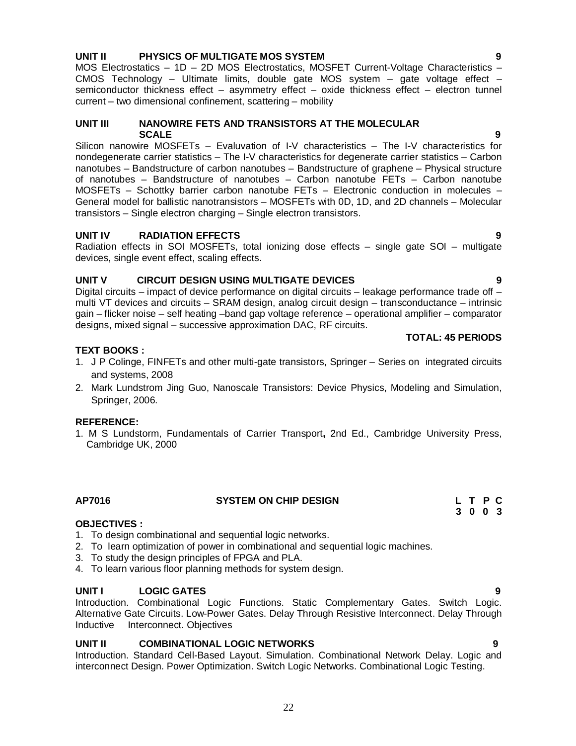### UNIT II PHYSICS OF MULTIGATE MOS SYSTEM 9

MOS Electrostatics – 1D – 2D MOS Electrostatics, MOSFET Current-Voltage Characteristics – CMOS Technology – Ultimate limits, double gate MOS system – gate voltage effect – semiconductor thickness effect – asymmetry effect – oxide thickness effect – electron tunnel current – two dimensional confinement, scattering – mobility

### UNIT III NANOWIRE FETS AND TRANSISTORS AT THE MOLECULAR SCALE 9

Silicon nanowire MOSFETs – Evaluvation of I-V characteristics – The I-V characteristics for nondegenerate carrier statistics – The I-V characteristics for degenerate carrier statistics – Carbon nanotubes – Bandstructure of carbon nanotubes – Bandstructure of graphene – Physical structure of nanotubes – Bandstructure of nanotubes – Carbon nanotube FETs – Carbon nanotube MOSFETs – Schottky barrier carbon nanotube FETs – Electronic conduction in molecules – General model for ballistic nanotransistors – MOSFETs with 0D, 1D, and 2D channels – Molecular transistors – Single electron charging – Single electron transistors.

### UNIT IV RADIATION EFFECTS 9

Radiation effects in SOI MOSFETs, total ionizing dose effects – single gate SOI – multigate devices, single event effect, scaling effects.

### UNIT V CIRCUIT DESIGN USING MULTIGATE DEVICES 9

Digital circuits – impact of device performance on digital circuits – leakage performance trade off – multi VT devices and circuits – SRAM design, analog circuit design – transconductance – intrinsic gain – flicker noise – self heating –band gap voltage reference – operational amplifier – comparator designs, mixed signal – successive approximation DAC, RF circuits.

**TOTAL: 45 PERIODS**

**TEXT BOOKS :**

1. J P Colinge, FINFETs and other multi-gate transistors, Springer – Series on integrated circuits and systems, 2008
2. Mark Lundstrom Jing Guo, Nanoscale Transistors: Device Physics, Modeling and Simulation, Springer, 2006.

**REFERENCE:**

1. M S Lundstorm, Fundamentals of Carrier Transport**,** 2nd Ed., Cambridge University Press, Cambridge UK, 2000

## AP7016 SYSTEM ON CHIP DESIGN

| L | T | P | C |
|---|---|---|---|
| 3 | 0 | 0 | 3 |

**OBJECTIVES :**

1. To design combinational and sequential logic networks.
2. To learn optimization of power in combinational and sequential logic machines.
3. To study the design principles of FPGA and PLA.
4. To learn various floor planning methods for system design.

### UNIT I LOGIC GATES 9

Introduction. Combinational Logic Functions. Static Complementary Gates. Switch Logic. Alternative Gate Circuits. Low-Power Gates. Delay Through Resistive Interconnect. Delay Through Inductive Interconnect. Objectives

### UNIT II COMBINATIONAL LOGIC NETWORKS 9

Introduction. Standard Cell-Based Layout. Simulation. Combinational Network Delay. Logic and interconnect Design. Power Optimization. Switch Logic Networks. Combinational Logic Testing.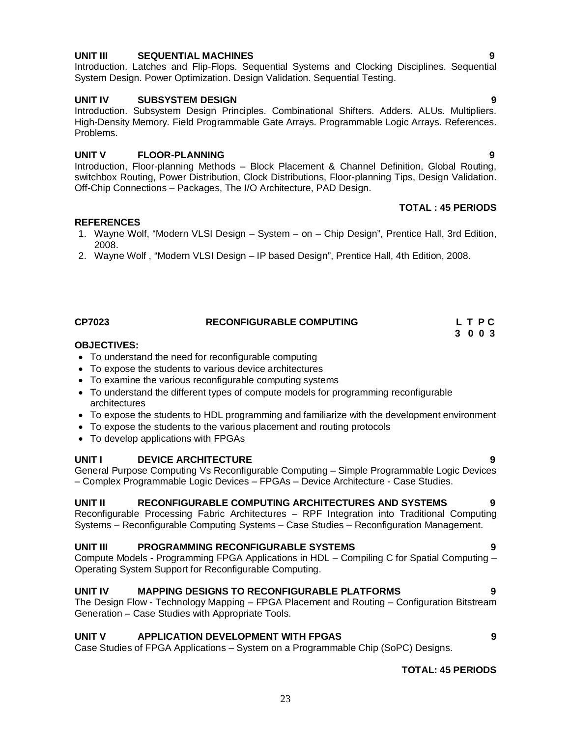**UNIT III SEQUENTIAL MACHINES 9**

Introduction. Latches and Flip-Flops. Sequential Systems and Clocking Disciplines. Sequential System Design. Power Optimization. Design Validation. Sequential Testing.

**UNIT IV SUBSYSTEM DESIGN 9**

Introduction. Subsystem Design Principles. Combinational Shifters. Adders. ALUs. Multipliers. High-Density Memory. Field Programmable Gate Arrays. Programmable Logic Arrays. References. Problems.

**UNIT V FLOOR-PLANNING 9**

Introduction, Floor-planning Methods – Block Placement & Channel Definition, Global Routing, switchbox Routing, Power Distribution, Clock Distributions, Floor-planning Tips, Design Validation. Off-Chip Connections – Packages, The I/O Architecture, PAD Design.

**TOTAL : 45 PERIODS**

**REFERENCES**

1. Wayne Wolf, "Modern VLSI Design – System – on – Chip Design", Prentice Hall, 3rd Edition, 2008.
2. Wayne Wolf , "Modern VLSI Design – IP based Design", Prentice Hall, 4th Edition, 2008.

## CP7023 RECONFIGURABLE COMPUTING

| L | T | P | C |
|---|---|---|---|
| 3 | 0 | 0 | 3 |

**OBJECTIVES:**

- To understand the need for reconfigurable computing
- To expose the students to various device architectures
- To examine the various reconfigurable computing systems
- To understand the different types of compute models for programming reconfigurable architectures
- To expose the students to HDL programming and familiarize with the development environment
- To expose the students to the various placement and routing protocols
- To develop applications with FPGAs

**UNIT I DEVICE ARCHITECTURE 9**

General Purpose Computing Vs Reconfigurable Computing – Simple Programmable Logic Devices – Complex Programmable Logic Devices – FPGAs – Device Architecture - Case Studies.

**UNIT II RECONFIGURABLE COMPUTING ARCHITECTURES AND SYSTEMS 9**

Reconfigurable Processing Fabric Architectures – RPF Integration into Traditional Computing Systems – Reconfigurable Computing Systems – Case Studies – Reconfiguration Management.

**UNIT III PROGRAMMING RECONFIGURABLE SYSTEMS 9**

Compute Models - Programming FPGA Applications in HDL – Compiling C for Spatial Computing – Operating System Support for Reconfigurable Computing.

**UNIT IV MAPPING DESIGNS TO RECONFIGURABLE PLATFORMS 9**

The Design Flow - Technology Mapping – FPGA Placement and Routing – Configuration Bitstream Generation – Case Studies with Appropriate Tools.

**UNIT V APPLICATION DEVELOPMENT WITH FPGAS 9**

Case Studies of FPGA Applications – System on a Programmable Chip (SoPC) Designs.

**TOTAL: 45 PERIODS**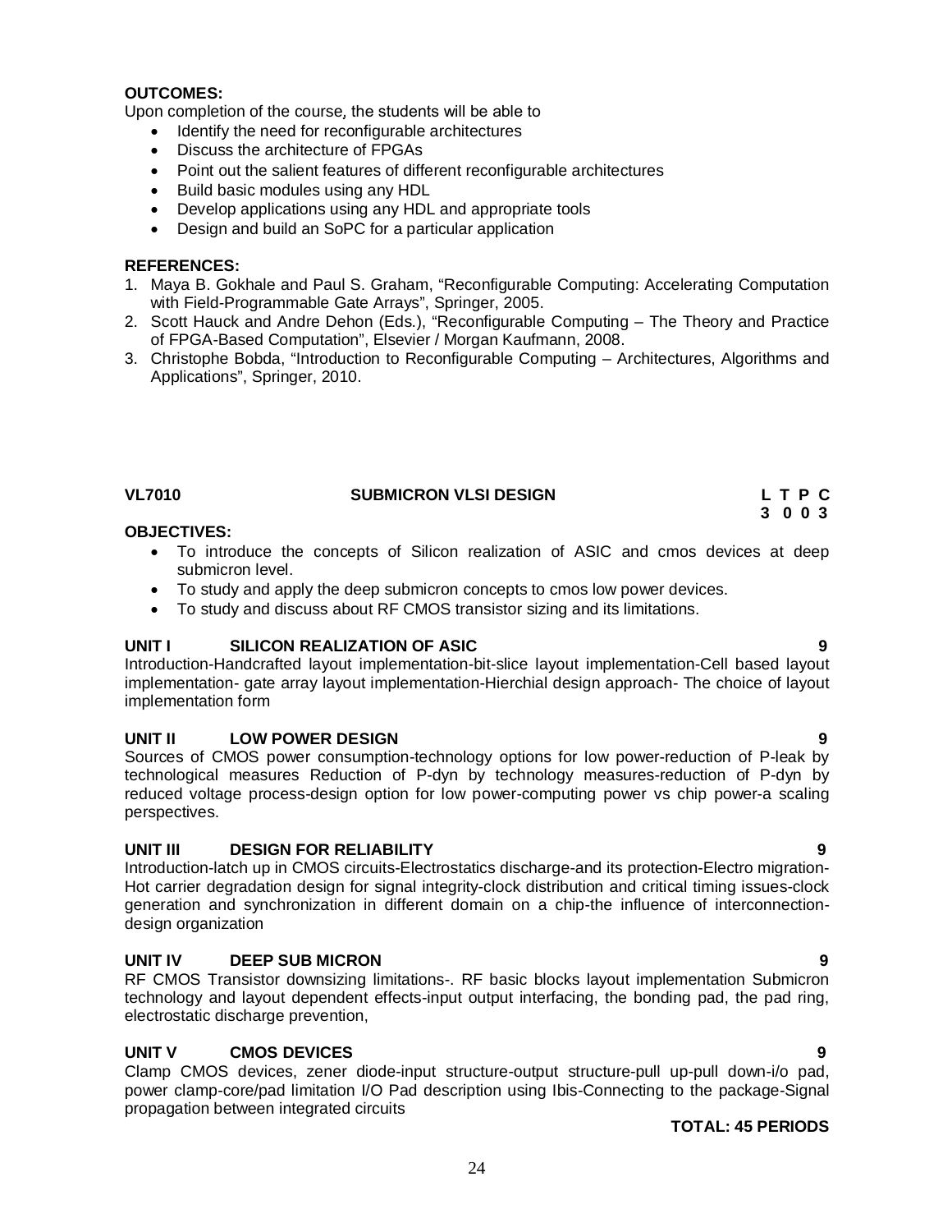**OUTCOMES:**

Upon completion of the course, the students will be able to

- Identify the need for reconfigurable architectures
- Discuss the architecture of FPGAs
- Point out the salient features of different reconfigurable architectures
- Build basic modules using any HDL
- Develop applications using any HDL and appropriate tools
- Design and build an SoPC for a particular application

**REFERENCES:**

1. Maya B. Gokhale and Paul S. Graham, "Reconfigurable Computing: Accelerating Computation with Field-Programmable Gate Arrays", Springer, 2005.
2. Scott Hauck and Andre Dehon (Eds.), "Reconfigurable Computing – The Theory and Practice of FPGA-Based Computation", Elsevier / Morgan Kaufmann, 2008.
3. Christophe Bobda, "Introduction to Reconfigurable Computing – Architectures, Algorithms and Applications", Springer, 2010.

## VL7010 SUBMICRON VLSI DESIGN

| L | T | P | C |
|---|---|---|---|
| 3 | 0 | 0 | 3 |

**OBJECTIVES:**

- To introduce the concepts of Silicon realization of ASIC and cmos devices at deep submicron level.
- To study and apply the deep submicron concepts to cmos low power devices.
- To study and discuss about RF CMOS transistor sizing and its limitations.

**UNIT I SILICON REALIZATION OF ASIC — 9**

Introduction-Handcrafted layout implementation-bit-slice layout implementation-Cell based layout implementation- gate array layout implementation-Hierchial design approach- The choice of layout implementation form

**UNIT II LOW POWER DESIGN — 9**

Sources of CMOS power consumption-technology options for low power-reduction of P-leak by technological measures Reduction of P-dyn by technology measures-reduction of P-dyn by reduced voltage process-design option for low power-computing power vs chip power-a scaling perspectives.

**UNIT III DESIGN FOR RELIABILITY — 9**

Introduction-latch up in CMOS circuits-Electrostatics discharge-and its protection-Electro migration-Hot carrier degradation design for signal integrity-clock distribution and critical timing issues-clock generation and synchronization in different domain on a chip-the influence of interconnection-design organization

**UNIT IV DEEP SUB MICRON — 9**

RF CMOS Transistor downsizing limitations-. RF basic blocks layout implementation Submicron technology and layout dependent effects-input output interfacing, the bonding pad, the pad ring, electrostatic discharge prevention,

**UNIT V CMOS DEVICES — 9**

Clamp CMOS devices, zener diode-input structure-output structure-pull up-pull down-i/o pad, power clamp-core/pad limitation I/O Pad description using Ibis-Connecting to the package-Signal propagation between integrated circuits

**TOTAL: 45 PERIODS**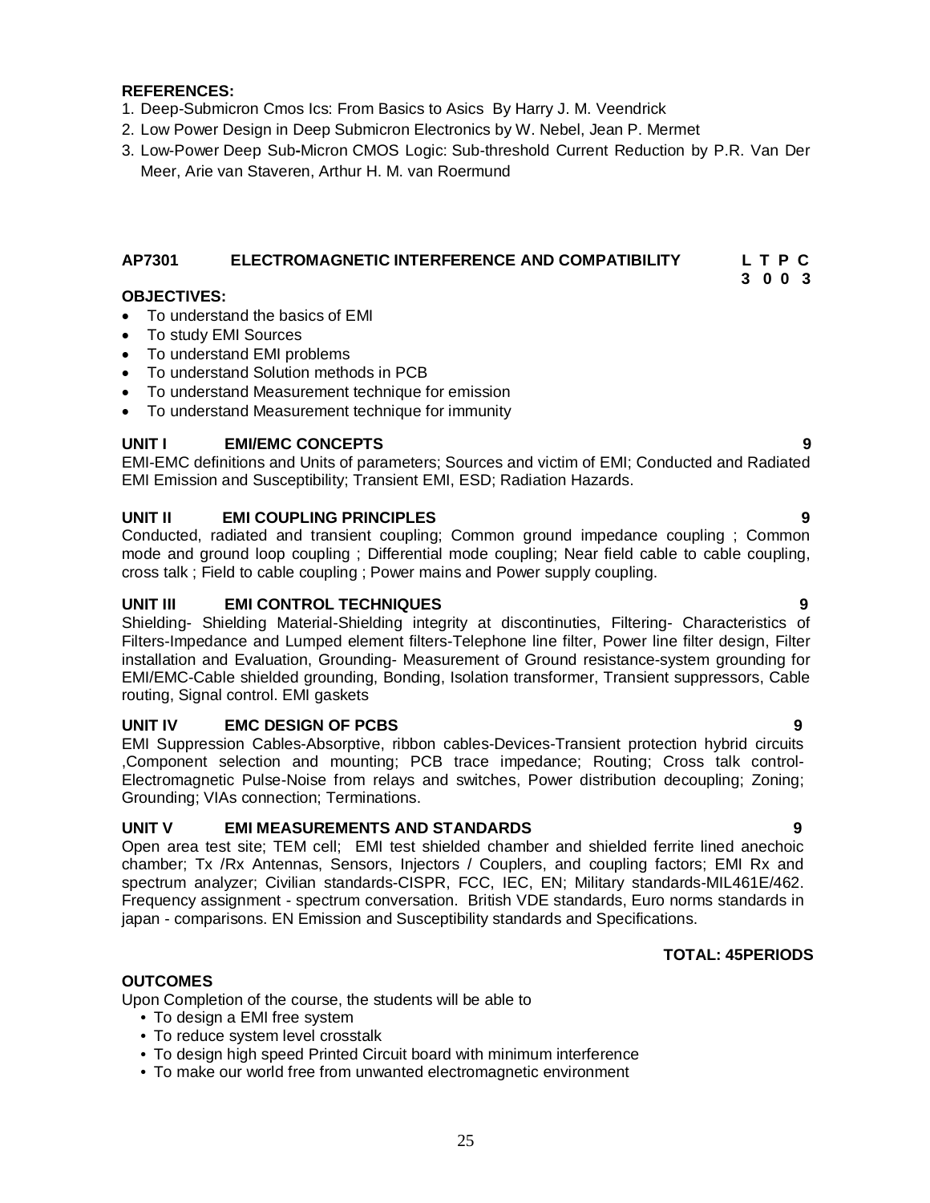**REFERENCES:**

1. Deep-Submicron Cmos Ics: From Basics to Asics By Harry J. M. Veendrick
2. Low Power Design in Deep Submicron Electronics by W. Nebel, Jean P. Mermet
3. Low-Power Deep Sub-Micron CMOS Logic: Sub-threshold Current Reduction by P.R. Van Der Meer, Arie van Staveren, Arthur H. M. van Roermund

## AP7301 ELECTROMAGNETIC INTERFERENCE AND COMPATIBILITY

| L | T | P | C |
|---|---|---|---|
| 3 | 0 | 0 | 3 |

**OBJECTIVES:**

- To understand the basics of EMI
- To study EMI Sources
- To understand EMI problems
- To understand Solution methods in PCB
- To understand Measurement technique for emission
- To understand Measurement technique for immunity

### UNIT I EMI/EMC CONCEPTS 9

EMI-EMC definitions and Units of parameters; Sources and victim of EMI; Conducted and Radiated EMI Emission and Susceptibility; Transient EMI, ESD; Radiation Hazards.

### UNIT II EMI COUPLING PRINCIPLES 9

Conducted, radiated and transient coupling; Common ground impedance coupling ; Common mode and ground loop coupling ; Differential mode coupling; Near field cable to cable coupling, cross talk ; Field to cable coupling ; Power mains and Power supply coupling.

### UNIT III EMI CONTROL TECHNIQUES 9

Shielding- Shielding Material-Shielding integrity at discontinuties, Filtering- Characteristics of Filters-Impedance and Lumped element filters-Telephone line filter, Power line filter design, Filter installation and Evaluation, Grounding- Measurement of Ground resistance-system grounding for EMI/EMC-Cable shielded grounding, Bonding, Isolation transformer, Transient suppressors, Cable routing, Signal control. EMI gaskets

### UNIT IV EMC DESIGN OF PCBS 9

EMI Suppression Cables-Absorptive, ribbon cables-Devices-Transient protection hybrid circuits ,Component selection and mounting; PCB trace impedance; Routing; Cross talk control-Electromagnetic Pulse-Noise from relays and switches, Power distribution decoupling; Zoning; Grounding; VIAs connection; Terminations.

### UNIT V EMI MEASUREMENTS AND STANDARDS 9

Open area test site; TEM cell; EMI test shielded chamber and shielded ferrite lined anechoic chamber; Tx /Rx Antennas, Sensors, Injectors / Couplers, and coupling factors; EMI Rx and spectrum analyzer; Civilian standards-CISPR, FCC, IEC, EN; Military standards-MIL461E/462. Frequency assignment - spectrum conversation. British VDE standards, Euro norms standards in japan - comparisons. EN Emission and Susceptibility standards and Specifications.

**TOTAL: 45PERIODS**

**OUTCOMES**

Upon Completion of the course, the students will be able to

- To design a EMI free system
- To reduce system level crosstalk
- To design high speed Printed Circuit board with minimum interference
- To make our world free from unwanted electromagnetic environment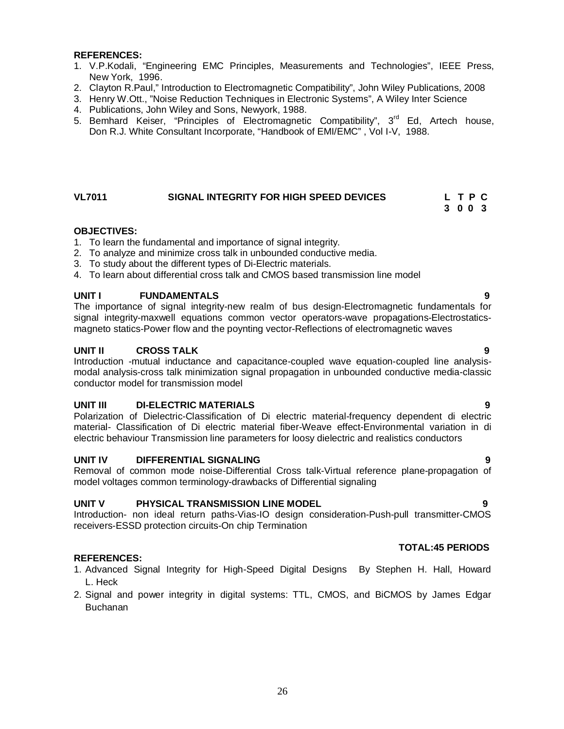**REFERENCES:**

1. V.P.Kodali, "Engineering EMC Principles, Measurements and Technologies", IEEE Press, New York, 1996.
2. Clayton R.Paul," Introduction to Electromagnetic Compatibility", John Wiley Publications, 2008
3. Henry W.Ott., "Noise Reduction Techniques in Electronic Systems", A Wiley Inter Science
4. Publications, John Wiley and Sons, Newyork, 1988.
5. Bemhard Keiser, "Principles of Electromagnetic Compatibility", 3rd Ed, Artech house, Don R.J. White Consultant Incorporate, "Handbook of EMI/EMC" , Vol I-V, 1988.

## VL7011 SIGNAL INTEGRITY FOR HIGH SPEED DEVICES

| L | T | P | C |
|---|---|---|---|
| 3 | 0 | 0 | 3 |

**OBJECTIVES:**

1. To learn the fundamental and importance of signal integrity.
2. To analyze and minimize cross talk in unbounded conductive media.
3. To study about the different types of Di-Electric materials.
4. To learn about differential cross talk and CMOS based transmission line model

**UNIT I FUNDAMENTALS** **9**

The importance of signal integrity-new realm of bus design-Electromagnetic fundamentals for signal integrity-maxwell equations common vector operators-wave propagations-Electrostatics-magneto statics-Power flow and the poynting vector-Reflections of electromagnetic waves

**UNIT II CROSS TALK** **9**

Introduction -mutual inductance and capacitance-coupled wave equation-coupled line analysis-modal analysis-cross talk minimization signal propagation in unbounded conductive media-classic conductor model for transmission model

**UNIT III DI-ELECTRIC MATERIALS** **9**

Polarization of Dielectric-Classification of Di electric material-frequency dependent di electric material- Classification of Di electric material fiber-Weave effect-Environmental variation in di electric behaviour Transmission line parameters for loosy dielectric and realistics conductors

**UNIT IV DIFFERENTIAL SIGNALING** **9**

Removal of common mode noise-Differential Cross talk-Virtual reference plane-propagation of model voltages common terminology-drawbacks of Differential signaling

**UNIT V PHYSICAL TRANSMISSION LINE MODEL** **9**

Introduction- non ideal return paths-Vias-IO design consideration-Push-pull transmitter-CMOS receivers-ESSD protection circuits-On chip Termination

**TOTAL:45 PERIODS**

**REFERENCES:**

1. Advanced Signal Integrity for High-Speed Digital Designs By Stephen H. Hall, Howard L. Heck
2. Signal and power integrity in digital systems: TTL, CMOS, and BiCMOS by James Edgar Buchanan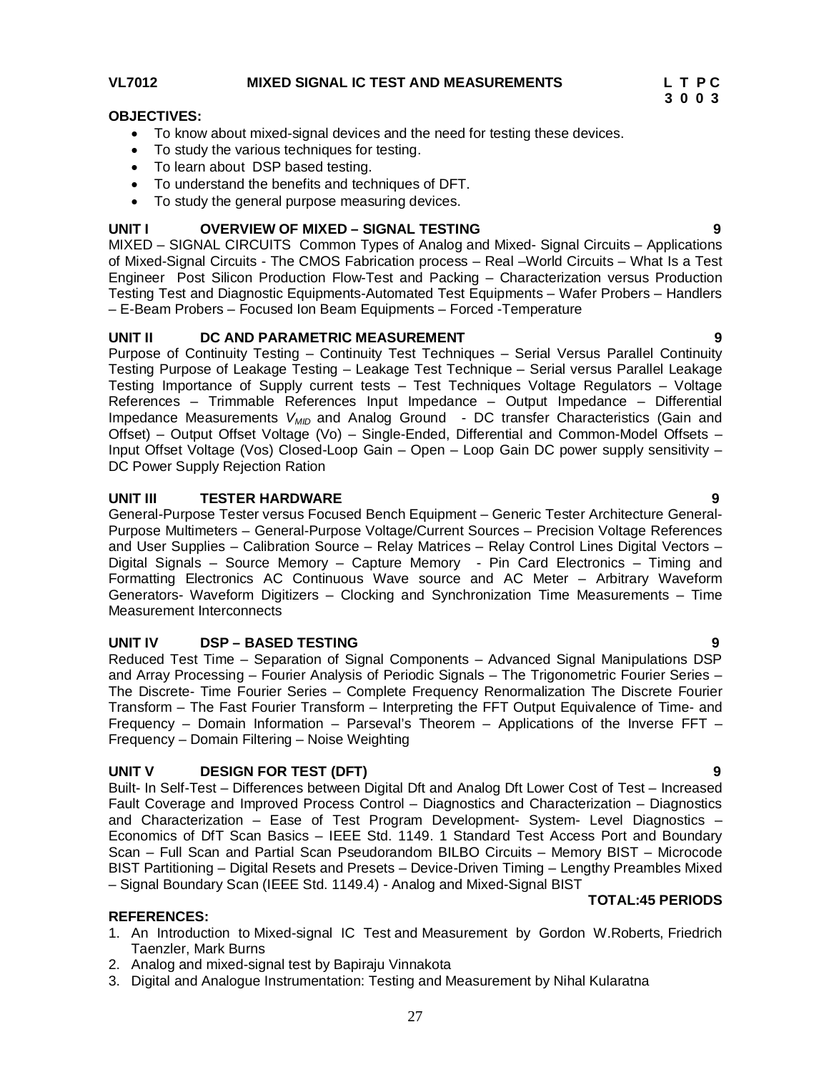**VL7012 MIXED SIGNAL IC TEST AND MEASUREMENTS**

| L | T | P | C |
|---|---|---|---|
| 3 | 0 | 0 | 3 |

**OBJECTIVES:**

- To know about mixed-signal devices and the need for testing these devices.
- To study the various techniques for testing.
- To learn about DSP based testing.
- To understand the benefits and techniques of DFT.
- To study the general purpose measuring devices.

**UNIT I OVERVIEW OF MIXED – SIGNAL TESTING 9**

MIXED – SIGNAL CIRCUITS Common Types of Analog and Mixed- Signal Circuits – Applications of Mixed-Signal Circuits - The CMOS Fabrication process – Real –World Circuits – What Is a Test Engineer Post Silicon Production Flow-Test and Packing – Characterization versus Production Testing Test and Diagnostic Equipments-Automated Test Equipments – Wafer Probers – Handlers – E-Beam Probers – Focused Ion Beam Equipments – Forced -Temperature

**UNIT II DC AND PARAMETRIC MEASUREMENT 9**

Purpose of Continuity Testing – Continuity Test Techniques – Serial Versus Parallel Continuity Testing Purpose of Leakage Testing – Leakage Test Technique – Serial versus Parallel Leakage Testing Importance of Supply current tests – Test Techniques Voltage Regulators – Voltage References – Trimmable References Input Impedance – Output Impedance – Differential Impedance Measurements $V_{MID}$ and Analog Ground - DC transfer Characteristics (Gain and Offset) – Output Offset Voltage (Vo) – Single-Ended, Differential and Common-Model Offsets – Input Offset Voltage (Vos) Closed-Loop Gain – Open – Loop Gain DC power supply sensitivity – DC Power Supply Rejection Ration

**UNIT III TESTER HARDWARE 9**

General-Purpose Tester versus Focused Bench Equipment – Generic Tester Architecture General-Purpose Multimeters – General-Purpose Voltage/Current Sources – Precision Voltage References and User Supplies – Calibration Source – Relay Matrices – Relay Control Lines Digital Vectors – Digital Signals – Source Memory – Capture Memory - Pin Card Electronics – Timing and Formatting Electronics AC Continuous Wave source and AC Meter – Arbitrary Waveform Generators- Waveform Digitizers – Clocking and Synchronization Time Measurements – Time Measurement Interconnects

**UNIT IV DSP – BASED TESTING 9**

Reduced Test Time – Separation of Signal Components – Advanced Signal Manipulations DSP and Array Processing – Fourier Analysis of Periodic Signals – The Trigonometric Fourier Series – The Discrete- Time Fourier Series – Complete Frequency Renormalization The Discrete Fourier Transform – The Fast Fourier Transform – Interpreting the FFT Output Equivalence of Time- and Frequency – Domain Information – Parseval's Theorem – Applications of the Inverse FFT – Frequency – Domain Filtering – Noise Weighting

**UNIT V DESIGN FOR TEST (DFT) 9**

Built- In Self-Test – Differences between Digital Dft and Analog Dft Lower Cost of Test – Increased Fault Coverage and Improved Process Control – Diagnostics and Characterization – Diagnostics and Characterization – Ease of Test Program Development- System- Level Diagnostics – Economics of DfT Scan Basics – IEEE Std. 1149. 1 Standard Test Access Port and Boundary Scan – Full Scan and Partial Scan Pseudorandom BILBO Circuits – Memory BIST – Microcode BIST Partitioning – Digital Resets and Presets – Device-Driven Timing – Lengthy Preambles Mixed – Signal Boundary Scan (IEEE Std. 1149.4) - Analog and Mixed-Signal BIST

**TOTAL:45 PERIODS**

**REFERENCES:**

1. An Introduction to Mixed-signal IC Test and Measurement by Gordon W.Roberts, Friedrich Taenzler, Mark Burns
2. Analog and mixed-signal test by Bapiraju Vinnakota
3. Digital and Analogue Instrumentation: Testing and Measurement by Nihal Kularatna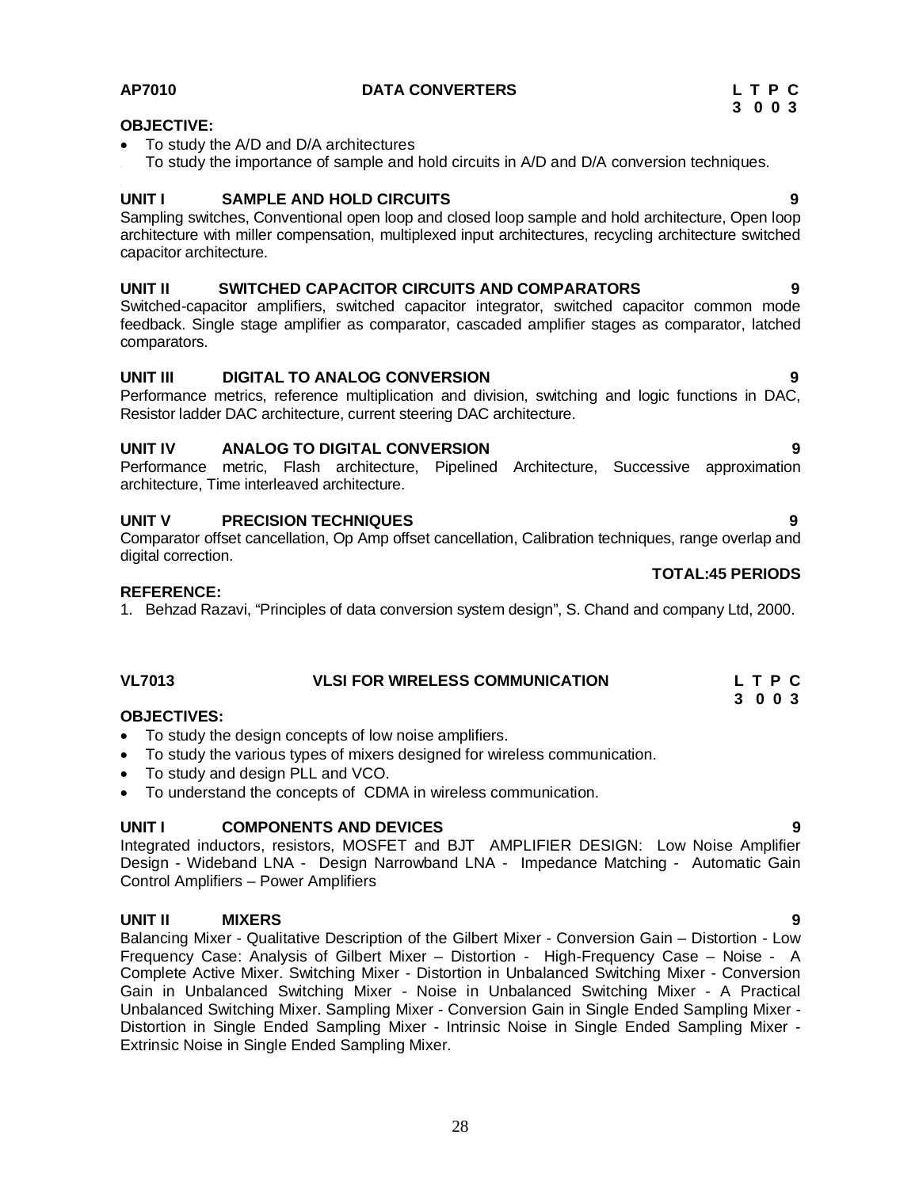**AP7010 DATA CONVERTERS**

**L T P C**
**3 0 0 3**

**OBJECTIVE:**

- To study the A/D and D/A architectures
- To study the importance of sample and hold circuits in A/D and D/A conversion techniques.

**UNIT I SAMPLE AND HOLD CIRCUITS 9**

Sampling switches, Conventional open loop and closed loop sample and hold architecture, Open loop architecture with miller compensation, multiplexed input architectures, recycling architecture switched capacitor architecture.

**UNIT II SWITCHED CAPACITOR CIRCUITS AND COMPARATORS 9**

Switched-capacitor amplifiers, switched capacitor integrator, switched capacitor common mode feedback. Single stage amplifier as comparator, cascaded amplifier stages as comparator, latched comparators.

**UNIT III DIGITAL TO ANALOG CONVERSION 9**

Performance metrics, reference multiplication and division, switching and logic functions in DAC, Resistor ladder DAC architecture, current steering DAC architecture.

**UNIT IV ANALOG TO DIGITAL CONVERSION 9**

Performance metric, Flash architecture, Pipelined Architecture, Successive approximation architecture, Time interleaved architecture.

**UNIT V PRECISION TECHNIQUES 9**

Comparator offset cancellation, Op Amp offset cancellation, Calibration techniques, range overlap and digital correction.

**TOTAL:45 PERIODS**

**REFERENCE:**

1. Behzad Razavi, "Principles of data conversion system design", S. Chand and company Ltd, 2000.

**VL7013 VLSI FOR WIRELESS COMMUNICATION**

**L T P C**
**3 0 0 3**

**OBJECTIVES:**

- To study the design concepts of low noise amplifiers.
- To study the various types of mixers designed for wireless communication.
- To study and design PLL and VCO.
- To understand the concepts of CDMA in wireless communication.

**UNIT I COMPONENTS AND DEVICES 9**

Integrated inductors, resistors, MOSFET and BJT AMPLIFIER DESIGN: Low Noise Amplifier Design - Wideband LNA - Design Narrowband LNA - Impedance Matching - Automatic Gain Control Amplifiers – Power Amplifiers

**UNIT II MIXERS 9**

Balancing Mixer - Qualitative Description of the Gilbert Mixer - Conversion Gain – Distortion - Low Frequency Case: Analysis of Gilbert Mixer – Distortion - High-Frequency Case – Noise - A Complete Active Mixer. Switching Mixer - Distortion in Unbalanced Switching Mixer - Conversion Gain in Unbalanced Switching Mixer - Noise in Unbalanced Switching Mixer - A Practical Unbalanced Switching Mixer. Sampling Mixer - Conversion Gain in Single Ended Sampling Mixer - Distortion in Single Ended Sampling Mixer - Intrinsic Noise in Single Ended Sampling Mixer - Extrinsic Noise in Single Ended Sampling Mixer.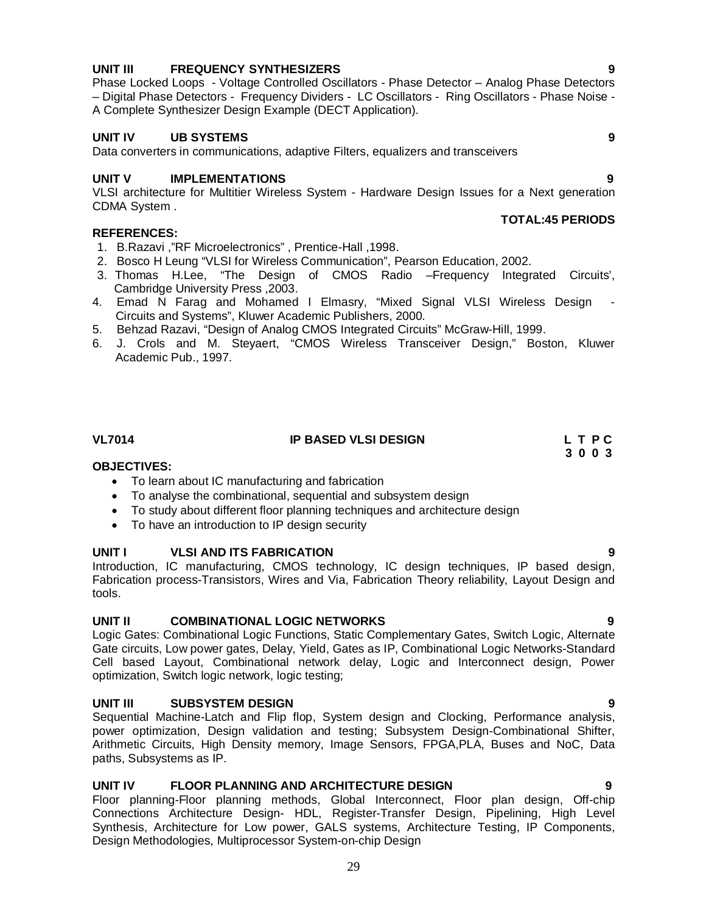**UNIT III FREQUENCY SYNTHESIZERS 9**

Phase Locked Loops - Voltage Controlled Oscillators - Phase Detector – Analog Phase Detectors – Digital Phase Detectors - Frequency Dividers - LC Oscillators - Ring Oscillators - Phase Noise - A Complete Synthesizer Design Example (DECT Application).

**UNIT IV UB SYSTEMS 9**

Data converters in communications, adaptive Filters, equalizers and transceivers

**UNIT V IMPLEMENTATIONS 9**

VLSI architecture for Multitier Wireless System - Hardware Design Issues for a Next generation CDMA System .

**TOTAL:45 PERIODS**

**REFERENCES:**

1. B.Razavi ,"RF Microelectronics" , Prentice-Hall ,1998.
2. Bosco H Leung "VLSI for Wireless Communication", Pearson Education, 2002.
3. Thomas H.Lee, "The Design of CMOS Radio –Frequency Integrated Circuits', Cambridge University Press ,2003.
4. Emad N Farag and Mohamed I Elmasry, "Mixed Signal VLSI Wireless Design - Circuits and Systems", Kluwer Academic Publishers, 2000.
5. Behzad Razavi, "Design of Analog CMOS Integrated Circuits" McGraw-Hill, 1999.
6. J. Crols and M. Steyaert, "CMOS Wireless Transceiver Design," Boston, Kluwer Academic Pub., 1997.

## VL7014 IP BASED VLSI DESIGN

**L T P C**
**3 0 0 3**

**OBJECTIVES:**

- To learn about IC manufacturing and fabrication
- To analyse the combinational, sequential and subsystem design
- To study about different floor planning techniques and architecture design
- To have an introduction to IP design security

**UNIT I VLSI AND ITS FABRICATION 9**

Introduction, IC manufacturing, CMOS technology, IC design techniques, IP based design, Fabrication process-Transistors, Wires and Via, Fabrication Theory reliability, Layout Design and tools.

**UNIT II COMBINATIONAL LOGIC NETWORKS 9**

Logic Gates: Combinational Logic Functions, Static Complementary Gates, Switch Logic, Alternate Gate circuits, Low power gates, Delay, Yield, Gates as IP, Combinational Logic Networks-Standard Cell based Layout, Combinational network delay, Logic and Interconnect design, Power optimization, Switch logic network, logic testing;

**UNIT III SUBSYSTEM DESIGN 9**

Sequential Machine-Latch and Flip flop, System design and Clocking, Performance analysis, power optimization, Design validation and testing; Subsystem Design-Combinational Shifter, Arithmetic Circuits, High Density memory, Image Sensors, FPGA,PLA, Buses and NoC, Data paths, Subsystems as IP.

**UNIT IV FLOOR PLANNING AND ARCHITECTURE DESIGN 9**

Floor planning-Floor planning methods, Global Interconnect, Floor plan design, Off-chip Connections Architecture Design- HDL, Register-Transfer Design, Pipelining, High Level Synthesis, Architecture for Low power, GALS systems, Architecture Testing, IP Components, Design Methodologies, Multiprocessor System-on-chip Design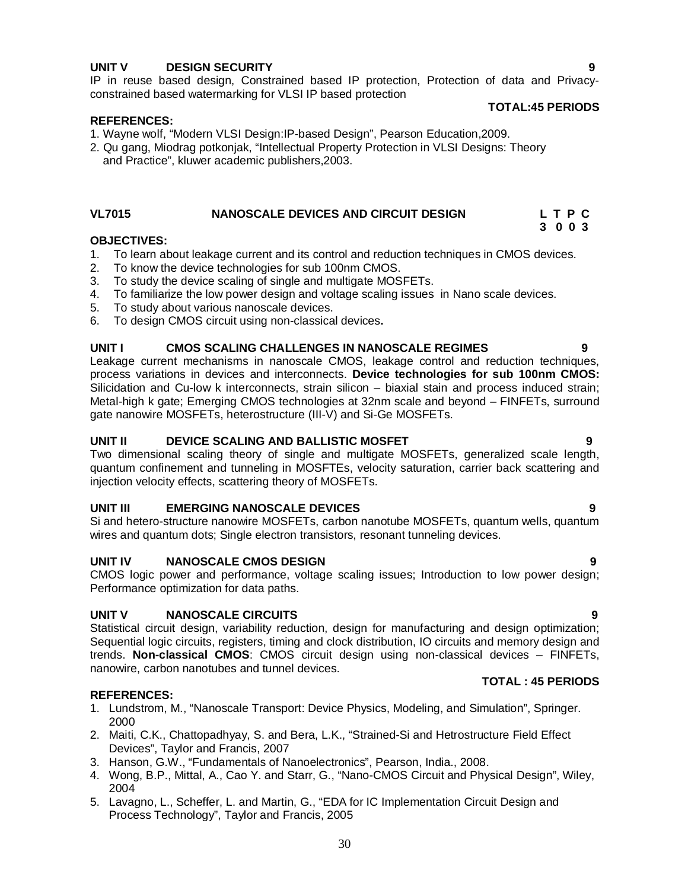**UNIT V DESIGN SECURITY 9**

IP in reuse based design, Constrained based IP protection, Protection of data and Privacy-constrained based watermarking for VLSI IP based protection

**TOTAL:45 PERIODS**

**REFERENCES:**

1. Wayne wolf, "Modern VLSI Design:IP-based Design", Pearson Education,2009.
2. Qu gang, Miodrag potkonjak, "Intellectual Property Protection in VLSI Designs: Theory and Practice", kluwer academic publishers,2003.

## VL7015 NANOSCALE DEVICES AND CIRCUIT DESIGN

| L | T | P | C |
|---|---|---|---|
| 3 | 0 | 0 | 3 |

**OBJECTIVES:**

1. To learn about leakage current and its control and reduction techniques in CMOS devices.
2. To know the device technologies for sub 100nm CMOS.
3. To study the device scaling of single and multigate MOSFETs.
4. To familiarize the low power design and voltage scaling issues in Nano scale devices.
5. To study about various nanoscale devices.
6. To design CMOS circuit using non-classical devices**.**

**UNIT I CMOS SCALING CHALLENGES IN NANOSCALE REGIMES 9**

Leakage current mechanisms in nanoscale CMOS, leakage control and reduction techniques, process variations in devices and interconnects. **Device technologies for sub 100nm CMOS:** Silicidation and Cu-low k interconnects, strain silicon – biaxial stain and process induced strain; Metal-high k gate; Emerging CMOS technologies at 32nm scale and beyond – FINFETs, surround gate nanowire MOSFETs, heterostructure (III-V) and Si-Ge MOSFETs.

**UNIT II DEVICE SCALING AND BALLISTIC MOSFET 9**

Two dimensional scaling theory of single and multigate MOSFETs, generalized scale length, quantum confinement and tunneling in MOSFTEs, velocity saturation, carrier back scattering and injection velocity effects, scattering theory of MOSFETs.

**UNIT III EMERGING NANOSCALE DEVICES 9**

Si and hetero-structure nanowire MOSFETs, carbon nanotube MOSFETs, quantum wells, quantum wires and quantum dots; Single electron transistors, resonant tunneling devices.

**UNIT IV NANOSCALE CMOS DESIGN 9**

CMOS logic power and performance, voltage scaling issues; Introduction to low power design; Performance optimization for data paths.

**UNIT V NANOSCALE CIRCUITS 9**

Statistical circuit design, variability reduction, design for manufacturing and design optimization; Sequential logic circuits, registers, timing and clock distribution, IO circuits and memory design and trends. **Non-classical CMOS**: CMOS circuit design using non-classical devices – FINFETs, nanowire, carbon nanotubes and tunnel devices.

**TOTAL : 45 PERIODS**

**REFERENCES:**

1. Lundstrom, M., "Nanoscale Transport: Device Physics, Modeling, and Simulation", Springer. 2000
2. Maiti, C.K., Chattopadhyay, S. and Bera, L.K., "Strained-Si and Hetrostructure Field Effect Devices", Taylor and Francis, 2007
3. Hanson, G.W., "Fundamentals of Nanoelectronics", Pearson, India., 2008.
4. Wong, B.P., Mittal, A., Cao Y. and Starr, G., "Nano-CMOS Circuit and Physical Design", Wiley, 2004
5. Lavagno, L., Scheffer, L. and Martin, G., "EDA for IC Implementation Circuit Design and Process Technology", Taylor and Francis, 2005